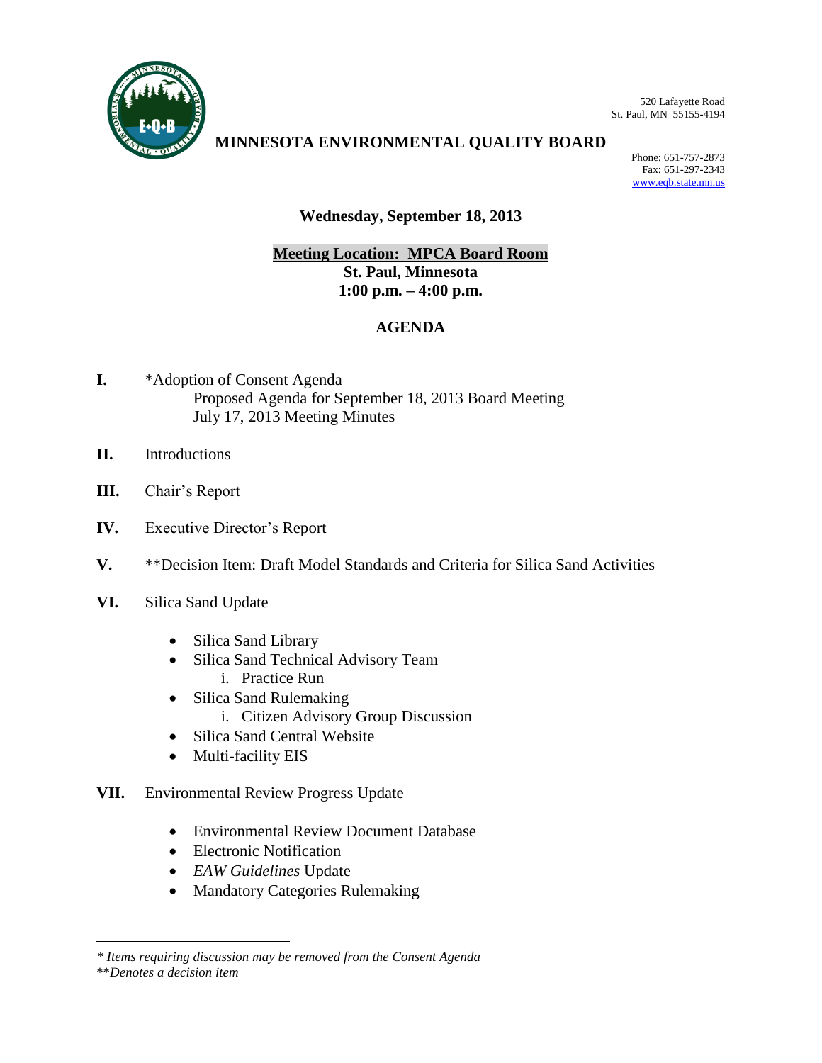520 Lafayette Road
St. Paul, MN 55155-4194

# MINNESOTA ENVIRONMENTAL QUALITY BOARD

Phone: 651-757-2873
Fax: 651-297-2343
www.eqb.state.mn.us

**Wednesday, September 18, 2013**

**Meeting Location: MPCA Board Room**
**St. Paul, Minnesota**
**1:00 p.m. – 4:00 p.m.**

## AGENDA

**I.** *Adoption of Consent Agenda
   Proposed Agenda for September 18, 2013 Board Meeting
   July 17, 2013 Meeting Minutes

**II.** Introductions

**III.** Chair's Report

**IV.** Executive Director's Report

**V.** **Decision Item: Draft Model Standards and Criteria for Silica Sand Activities

**VI.** Silica Sand Update

- Silica Sand Library
- Silica Sand Technical Advisory Team
  - i. Practice Run
- Silica Sand Rulemaking
  - i. Citizen Advisory Group Discussion
- Silica Sand Central Website
- Multi-facility EIS

**VII.** Environmental Review Progress Update

- Environmental Review Document Database
- Electronic Notification
- *EAW Guidelines* Update
- Mandatory Categories Rulemaking

---

*\* Items requiring discussion may be removed from the Consent Agenda*
*\*\*Denotes a decision item*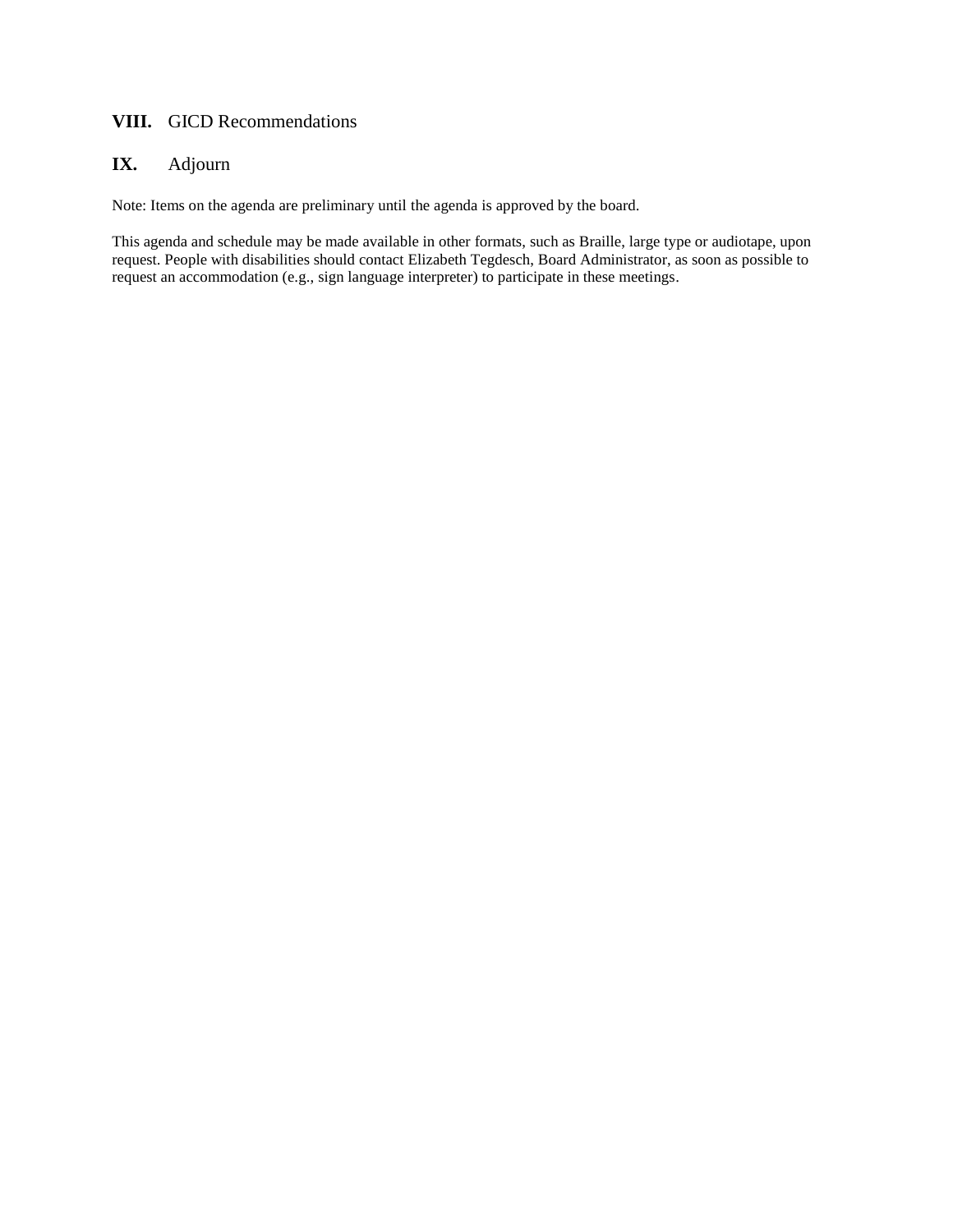**VIII.** GICD Recommendations

**IX.** Adjourn

Note: Items on the agenda are preliminary until the agenda is approved by the board.

This agenda and schedule may be made available in other formats, such as Braille, large type or audiotape, upon request. People with disabilities should contact Elizabeth Tegdesch, Board Administrator, as soon as possible to request an accommodation (e.g., sign language interpreter) to participate in these meetings.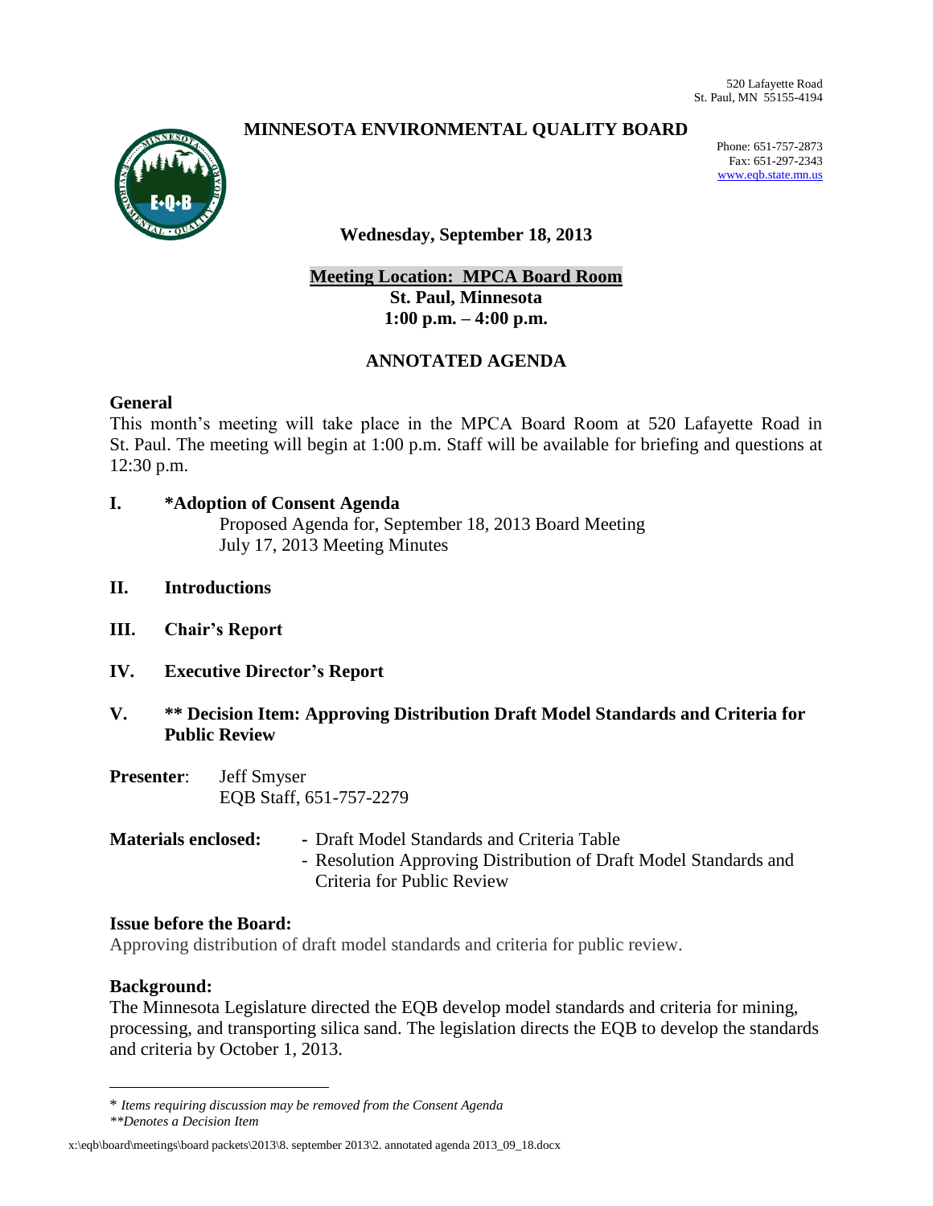520 Lafayette Road
St. Paul, MN 55155-4194

# MINNESOTA ENVIRONMENTAL QUALITY BOARD

Phone: 651-757-2873
Fax: 651-297-2343
www.eqb.state.mn.us

**Wednesday, September 18, 2013**

**Meeting Location: MPCA Board Room**
**St. Paul, Minnesota**
**1:00 p.m. – 4:00 p.m.**

## ANNOTATED AGENDA

### General

This month's meeting will take place in the MPCA Board Room at 520 Lafayette Road in St. Paul. The meeting will begin at 1:00 p.m. Staff will be available for briefing and questions at 12:30 p.m.

**I. *Adoption of Consent Agenda**

Proposed Agenda for, September 18, 2013 Board Meeting
July 17, 2013 Meeting Minutes

**II. Introductions**

**III. Chair's Report**

**IV. Executive Director's Report**

**V. ** Decision Item: Approving Distribution Draft Model Standards and Criteria for Public Review**

**Presenter**: Jeff Smyser
EQB Staff, 651-757-2279

**Materials enclosed:**
- Draft Model Standards and Criteria Table
- Resolution Approving Distribution of Draft Model Standards and Criteria for Public Review

### Issue before the Board:

Approving distribution of draft model standards and criteria for public review.

### Background:

The Minnesota Legislature directed the EQB develop model standards and criteria for mining, processing, and transporting silica sand. The legislation directs the EQB to develop the standards and criteria by October 1, 2013.

---

* *Items requiring discussion may be removed from the Consent Agenda*
*\*\*Denotes a Decision Item*

x:\eqb\board\meetings\board packets\2013\8. september 2013\2. annotated agenda 2013_09_18.docx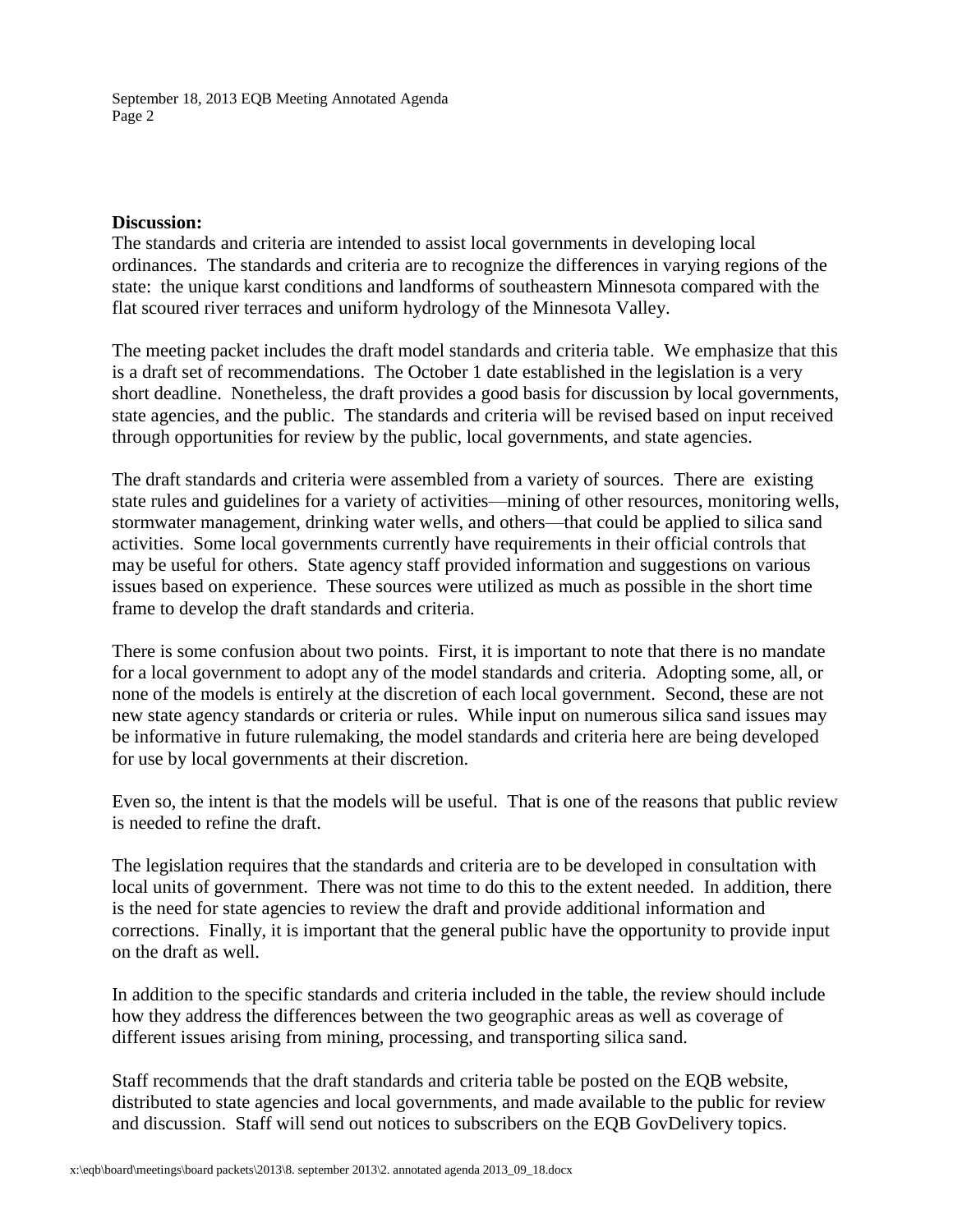**Discussion:**

The standards and criteria are intended to assist local governments in developing local ordinances. The standards and criteria are to recognize the differences in varying regions of the state: the unique karst conditions and landforms of southeastern Minnesota compared with the flat scoured river terraces and uniform hydrology of the Minnesota Valley.

The meeting packet includes the draft model standards and criteria table. We emphasize that this is a draft set of recommendations. The October 1 date established in the legislation is a very short deadline. Nonetheless, the draft provides a good basis for discussion by local governments, state agencies, and the public. The standards and criteria will be revised based on input received through opportunities for review by the public, local governments, and state agencies.

The draft standards and criteria were assembled from a variety of sources. There are existing state rules and guidelines for a variety of activities—mining of other resources, monitoring wells, stormwater management, drinking water wells, and others—that could be applied to silica sand activities. Some local governments currently have requirements in their official controls that may be useful for others. State agency staff provided information and suggestions on various issues based on experience. These sources were utilized as much as possible in the short time frame to develop the draft standards and criteria.

There is some confusion about two points. First, it is important to note that there is no mandate for a local government to adopt any of the model standards and criteria. Adopting some, all, or none of the models is entirely at the discretion of each local government. Second, these are not new state agency standards or criteria or rules. While input on numerous silica sand issues may be informative in future rulemaking, the model standards and criteria here are being developed for use by local governments at their discretion.

Even so, the intent is that the models will be useful. That is one of the reasons that public review is needed to refine the draft.

The legislation requires that the standards and criteria are to be developed in consultation with local units of government. There was not time to do this to the extent needed. In addition, there is the need for state agencies to review the draft and provide additional information and corrections. Finally, it is important that the general public have the opportunity to provide input on the draft as well.

In addition to the specific standards and criteria included in the table, the review should include how they address the differences between the two geographic areas as well as coverage of different issues arising from mining, processing, and transporting silica sand.

Staff recommends that the draft standards and criteria table be posted on the EQB website, distributed to state agencies and local governments, and made available to the public for review and discussion. Staff will send out notices to subscribers on the EQB GovDelivery topics.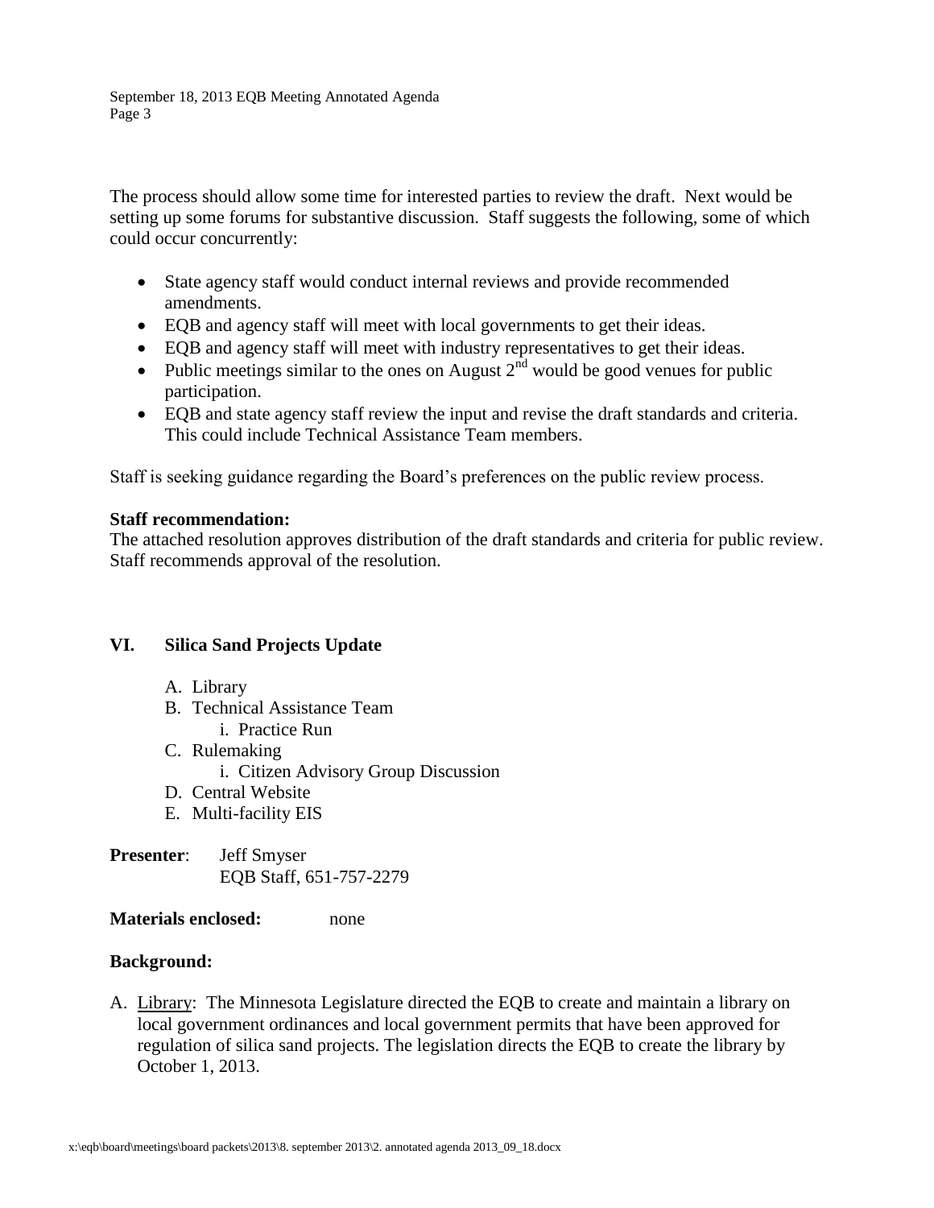The process should allow some time for interested parties to review the draft. Next would be setting up some forums for substantive discussion. Staff suggests the following, some of which could occur concurrently:

- State agency staff would conduct internal reviews and provide recommended amendments.
- EQB and agency staff will meet with local governments to get their ideas.
- EQB and agency staff will meet with industry representatives to get their ideas.
- Public meetings similar to the ones on August 2nd would be good venues for public participation.
- EQB and state agency staff review the input and revise the draft standards and criteria. This could include Technical Assistance Team members.

Staff is seeking guidance regarding the Board's preferences on the public review process.

**Staff recommendation:**
The attached resolution approves distribution of the draft standards and criteria for public review. Staff recommends approval of the resolution.

## VI. Silica Sand Projects Update

A. Library
B. Technical Assistance Team
   i. Practice Run
C. Rulemaking
   i. Citizen Advisory Group Discussion
D. Central Website
E. Multi-facility EIS

**Presenter**: Jeff Smyser
EQB Staff, 651-757-2279

**Materials enclosed:** none

**Background:**

A. Library: The Minnesota Legislature directed the EQB to create and maintain a library on local government ordinances and local government permits that have been approved for regulation of silica sand projects. The legislation directs the EQB to create the library by October 1, 2013.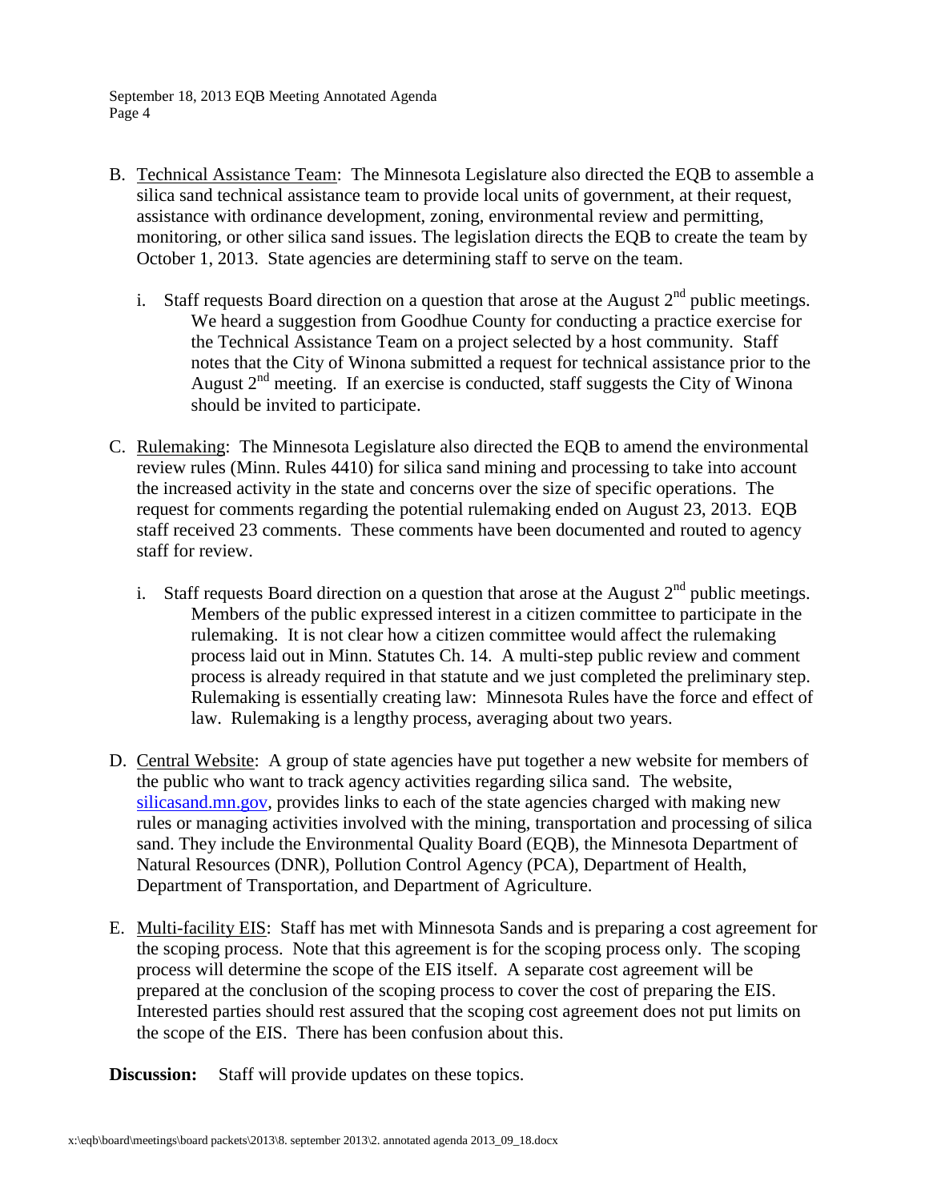B. Technical Assistance Team: The Minnesota Legislature also directed the EQB to assemble a silica sand technical assistance team to provide local units of government, at their request, assistance with ordinance development, zoning, environmental review and permitting, monitoring, or other silica sand issues. The legislation directs the EQB to create the team by October 1, 2013. State agencies are determining staff to serve on the team.

   i. Staff requests Board direction on a question that arose at the August 2nd public meetings. We heard a suggestion from Goodhue County for conducting a practice exercise for the Technical Assistance Team on a project selected by a host community. Staff notes that the City of Winona submitted a request for technical assistance prior to the August 2nd meeting. If an exercise is conducted, staff suggests the City of Winona should be invited to participate.

C. Rulemaking: The Minnesota Legislature also directed the EQB to amend the environmental review rules (Minn. Rules 4410) for silica sand mining and processing to take into account the increased activity in the state and concerns over the size of specific operations. The request for comments regarding the potential rulemaking ended on August 23, 2013. EQB staff received 23 comments. These comments have been documented and routed to agency staff for review.

   i. Staff requests Board direction on a question that arose at the August 2nd public meetings. Members of the public expressed interest in a citizen committee to participate in the rulemaking. It is not clear how a citizen committee would affect the rulemaking process laid out in Minn. Statutes Ch. 14. A multi-step public review and comment process is already required in that statute and we just completed the preliminary step. Rulemaking is essentially creating law: Minnesota Rules have the force and effect of law. Rulemaking is a lengthy process, averaging about two years.

D. Central Website: A group of state agencies have put together a new website for members of the public who want to track agency activities regarding silica sand. The website, silicasand.mn.gov, provides links to each of the state agencies charged with making new rules or managing activities involved with the mining, transportation and processing of silica sand. They include the Environmental Quality Board (EQB), the Minnesota Department of Natural Resources (DNR), Pollution Control Agency (PCA), Department of Health, Department of Transportation, and Department of Agriculture.

E. Multi-facility EIS: Staff has met with Minnesota Sands and is preparing a cost agreement for the scoping process. Note that this agreement is for the scoping process only. The scoping process will determine the scope of the EIS itself. A separate cost agreement will be prepared at the conclusion of the scoping process to cover the cost of preparing the EIS. Interested parties should rest assured that the scoping cost agreement does not put limits on the scope of the EIS. There has been confusion about this.

**Discussion:** Staff will provide updates on these topics.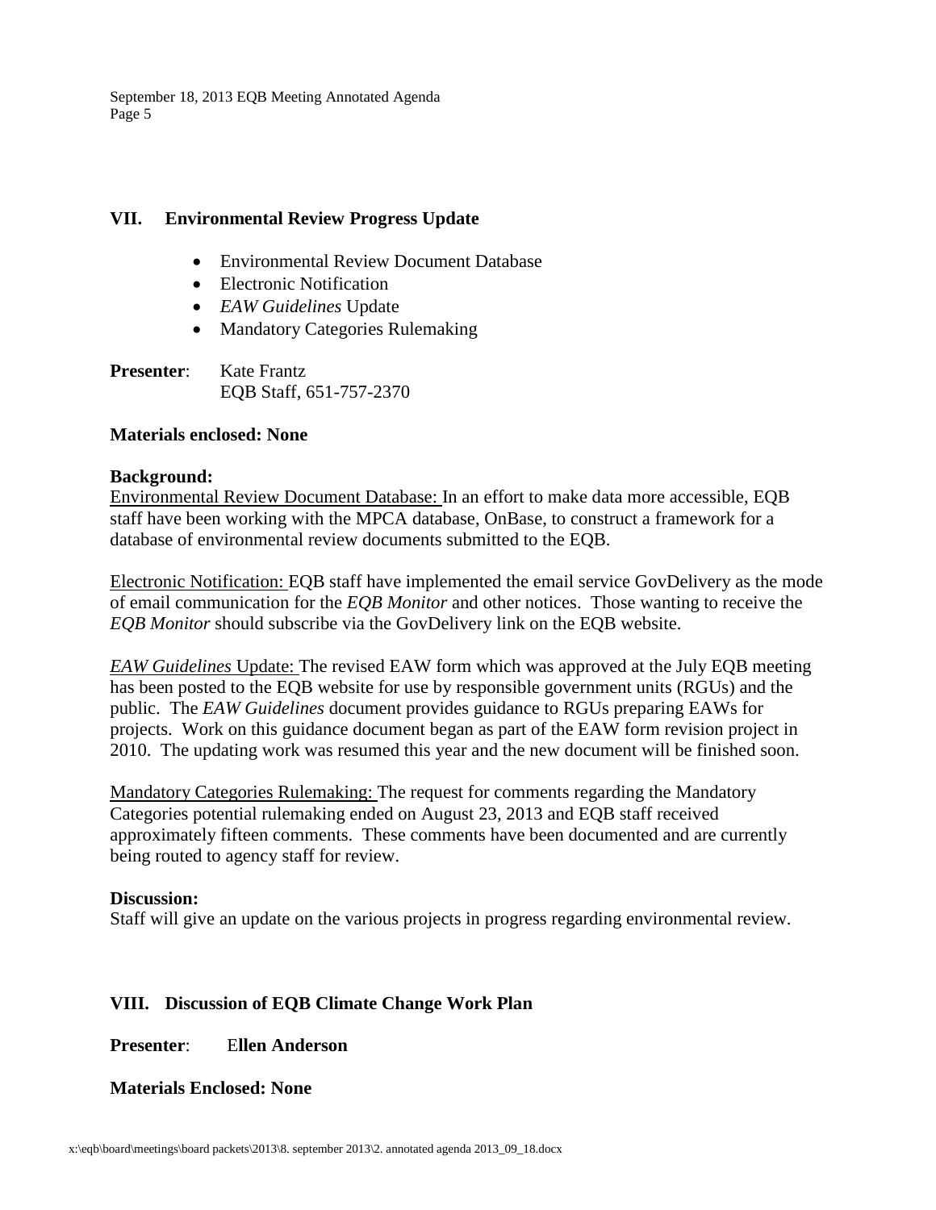## VII. Environmental Review Progress Update

- Environmental Review Document Database
- Electronic Notification
- *EAW Guidelines* Update
- Mandatory Categories Rulemaking

**Presenter**: Kate Frantz
EQB Staff, 651-757-2370

**Materials enclosed: None**

**Background:**

Environmental Review Document Database: In an effort to make data more accessible, EQB staff have been working with the MPCA database, OnBase, to construct a framework for a database of environmental review documents submitted to the EQB.

Electronic Notification: EQB staff have implemented the email service GovDelivery as the mode of email communication for the *EQB Monitor* and other notices. Those wanting to receive the *EQB Monitor* should subscribe via the GovDelivery link on the EQB website.

*EAW Guidelines* Update: The revised EAW form which was approved at the July EQB meeting has been posted to the EQB website for use by responsible government units (RGUs) and the public. The *EAW Guidelines* document provides guidance to RGUs preparing EAWs for projects. Work on this guidance document began as part of the EAW form revision project in 2010. The updating work was resumed this year and the new document will be finished soon.

Mandatory Categories Rulemaking: The request for comments regarding the Mandatory Categories potential rulemaking ended on August 23, 2013 and EQB staff received approximately fifteen comments. These comments have been documented and are currently being routed to agency staff for review.

**Discussion:**

Staff will give an update on the various projects in progress regarding environmental review.

## VIII. Discussion of EQB Climate Change Work Plan

**Presenter**: **Ellen Anderson**

**Materials Enclosed: None**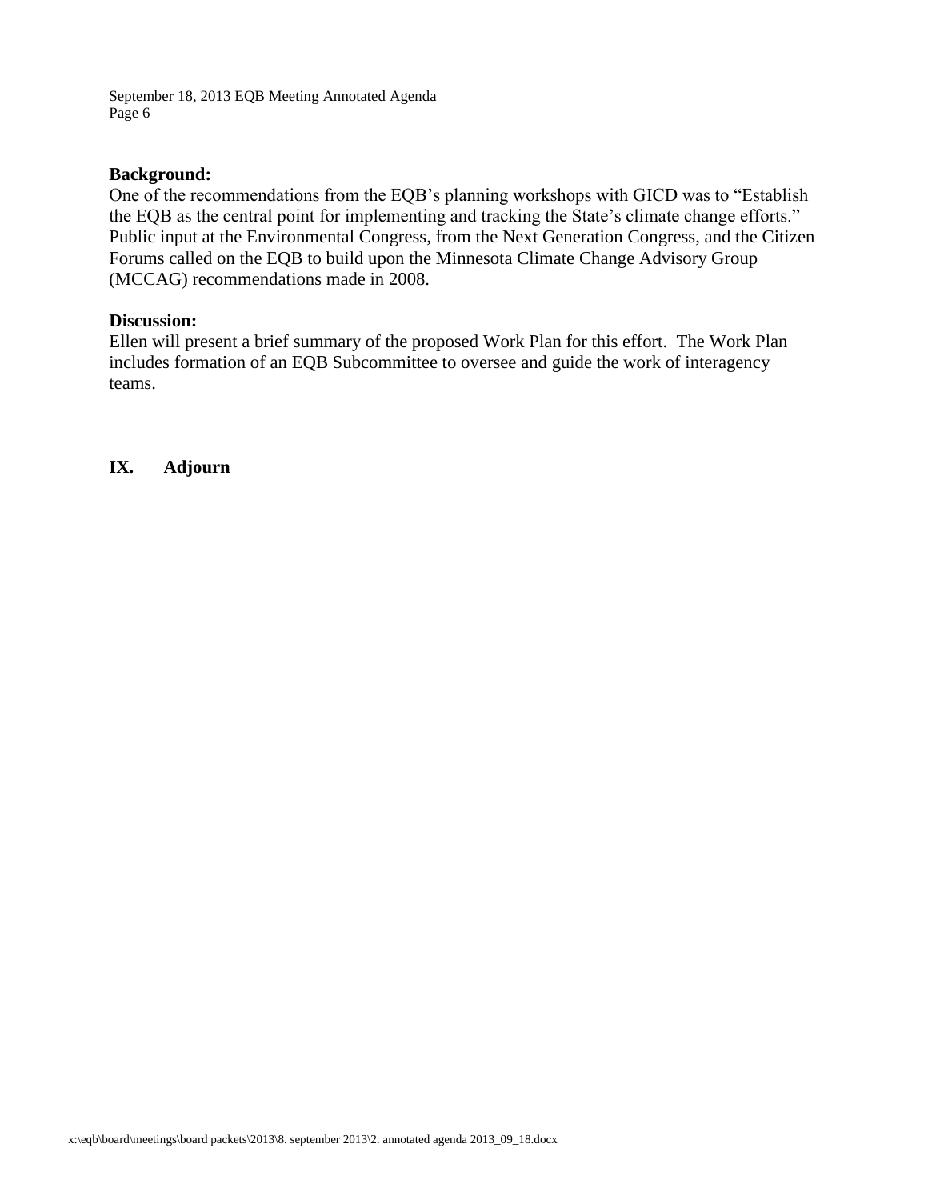**Background:**
One of the recommendations from the EQB's planning workshops with GICD was to "Establish the EQB as the central point for implementing and tracking the State's climate change efforts." Public input at the Environmental Congress, from the Next Generation Congress, and the Citizen Forums called on the EQB to build upon the Minnesota Climate Change Advisory Group (MCCAG) recommendations made in 2008.

**Discussion:**
Ellen will present a brief summary of the proposed Work Plan for this effort. The Work Plan includes formation of an EQB Subcommittee to oversee and guide the work of interagency teams.

## IX. Adjourn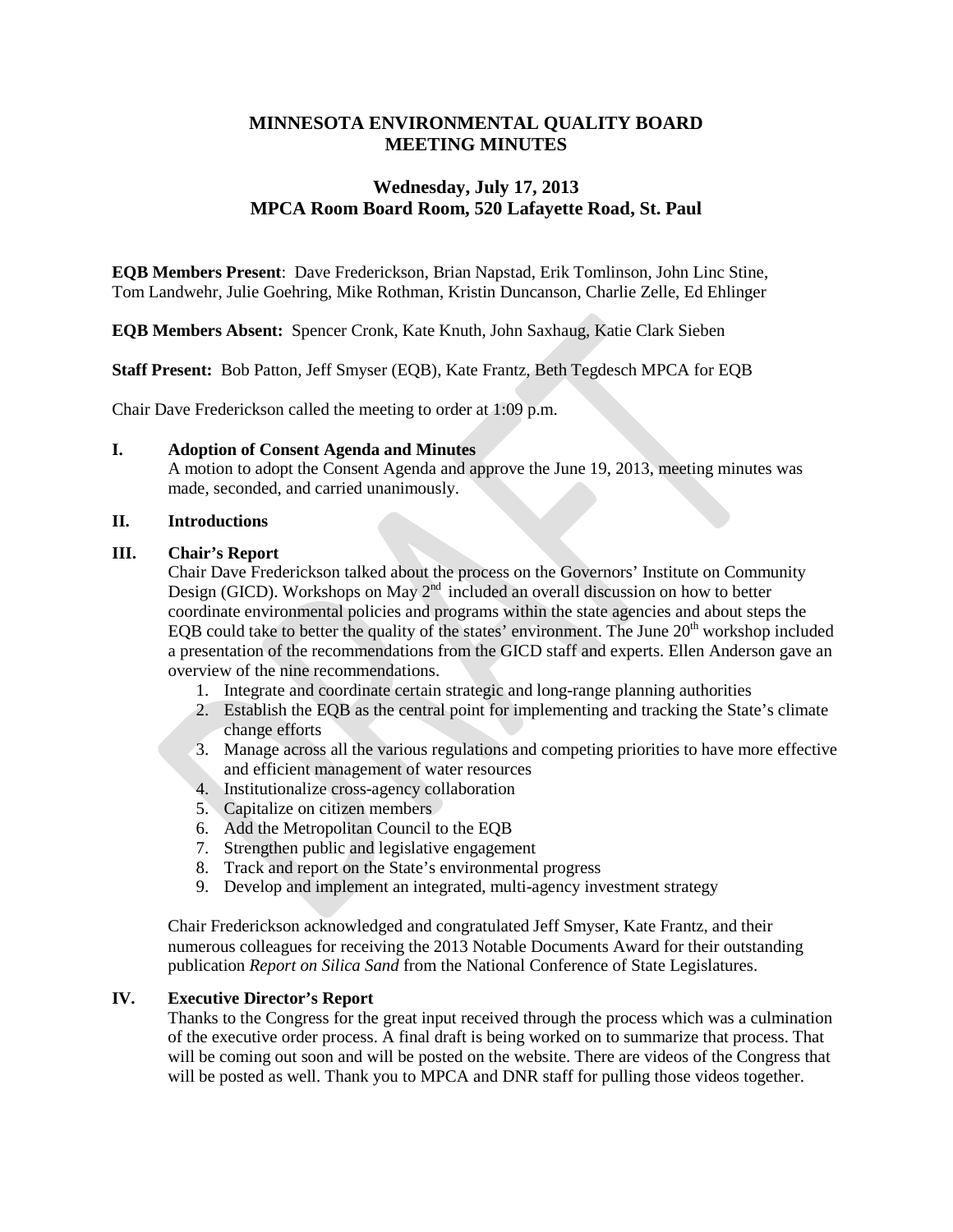# MINNESOTA ENVIRONMENTAL QUALITY BOARD
# MEETING MINUTES

## Wednesday, July 17, 2013
## MPCA Room Board Room, 520 Lafayette Road, St. Paul

**EQB Members Present**: Dave Frederickson, Brian Napstad, Erik Tomlinson, John Linc Stine, Tom Landwehr, Julie Goehring, Mike Rothman, Kristin Duncanson, Charlie Zelle, Ed Ehlinger

**EQB Members Absent:** Spencer Cronk, Kate Knuth, John Saxhaug, Katie Clark Sieben

**Staff Present:** Bob Patton, Jeff Smyser (EQB), Kate Frantz, Beth Tegdesch MPCA for EQB

Chair Dave Frederickson called the meeting to order at 1:09 p.m.

**I. Adoption of Consent Agenda and Minutes**

A motion to adopt the Consent Agenda and approve the June 19, 2013, meeting minutes was made, seconded, and carried unanimously.

**II. Introductions**

**III. Chair's Report**

Chair Dave Frederickson talked about the process on the Governors' Institute on Community Design (GICD). Workshops on May 2nd included an overall discussion on how to better coordinate environmental policies and programs within the state agencies and about steps the EQB could take to better the quality of the states' environment. The June 20th workshop included a presentation of the recommendations from the GICD staff and experts. Ellen Anderson gave an overview of the nine recommendations.

1. Integrate and coordinate certain strategic and long-range planning authorities
2. Establish the EQB as the central point for implementing and tracking the State's climate change efforts
3. Manage across all the various regulations and competing priorities to have more effective and efficient management of water resources
4. Institutionalize cross-agency collaboration
5. Capitalize on citizen members
6. Add the Metropolitan Council to the EQB
7. Strengthen public and legislative engagement
8. Track and report on the State's environmental progress
9. Develop and implement an integrated, multi-agency investment strategy

Chair Frederickson acknowledged and congratulated Jeff Smyser, Kate Frantz, and their numerous colleagues for receiving the 2013 Notable Documents Award for their outstanding publication *Report on Silica Sand* from the National Conference of State Legislatures.

**IV. Executive Director's Report**

Thanks to the Congress for the great input received through the process which was a culmination of the executive order process. A final draft is being worked on to summarize that process. That will be coming out soon and will be posted on the website. There are videos of the Congress that will be posted as well. Thank you to MPCA and DNR staff for pulling those videos together.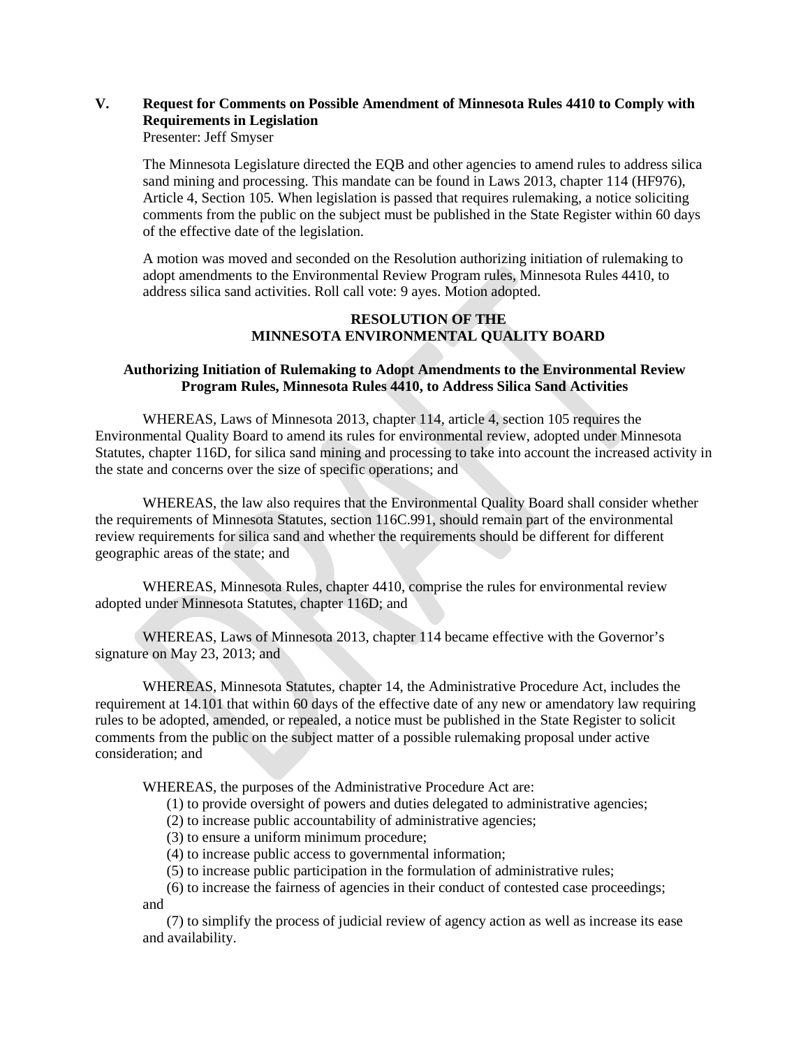## V. Request for Comments on Possible Amendment of Minnesota Rules 4410 to Comply with Requirements in Legislation

Presenter: Jeff Smyser

The Minnesota Legislature directed the EQB and other agencies to amend rules to address silica sand mining and processing. This mandate can be found in Laws 2013, chapter 114 (HF976), Article 4, Section 105. When legislation is passed that requires rulemaking, a notice soliciting comments from the public on the subject must be published in the State Register within 60 days of the effective date of the legislation.

A motion was moved and seconded on the Resolution authorizing initiation of rulemaking to adopt amendments to the Environmental Review Program rules, Minnesota Rules 4410, to address silica sand activities. Roll call vote: 9 ayes. Motion adopted.

**RESOLUTION OF THE MINNESOTA ENVIRONMENTAL QUALITY BOARD**

**Authorizing Initiation of Rulemaking to Adopt Amendments to the Environmental Review Program Rules, Minnesota Rules 4410, to Address Silica Sand Activities**

WHEREAS, Laws of Minnesota 2013, chapter 114, article 4, section 105 requires the Environmental Quality Board to amend its rules for environmental review, adopted under Minnesota Statutes, chapter 116D, for silica sand mining and processing to take into account the increased activity in the state and concerns over the size of specific operations; and

WHEREAS, the law also requires that the Environmental Quality Board shall consider whether the requirements of Minnesota Statutes, section 116C.991, should remain part of the environmental review requirements for silica sand and whether the requirements should be different for different geographic areas of the state; and

WHEREAS, Minnesota Rules, chapter 4410, comprise the rules for environmental review adopted under Minnesota Statutes, chapter 116D; and

WHEREAS, Laws of Minnesota 2013, chapter 114 became effective with the Governor's signature on May 23, 2013; and

WHEREAS, Minnesota Statutes, chapter 14, the Administrative Procedure Act, includes the requirement at 14.101 that within 60 days of the effective date of any new or amendatory law requiring rules to be adopted, amended, or repealed, a notice must be published in the State Register to solicit comments from the public on the subject matter of a possible rulemaking proposal under active consideration; and

WHEREAS, the purposes of the Administrative Procedure Act are:

(1) to provide oversight of powers and duties delegated to administrative agencies;

(2) to increase public accountability of administrative agencies;

(3) to ensure a uniform minimum procedure;

(4) to increase public access to governmental information;

(5) to increase public participation in the formulation of administrative rules;

(6) to increase the fairness of agencies in their conduct of contested case proceedings; and

(7) to simplify the process of judicial review of agency action as well as increase its ease and availability.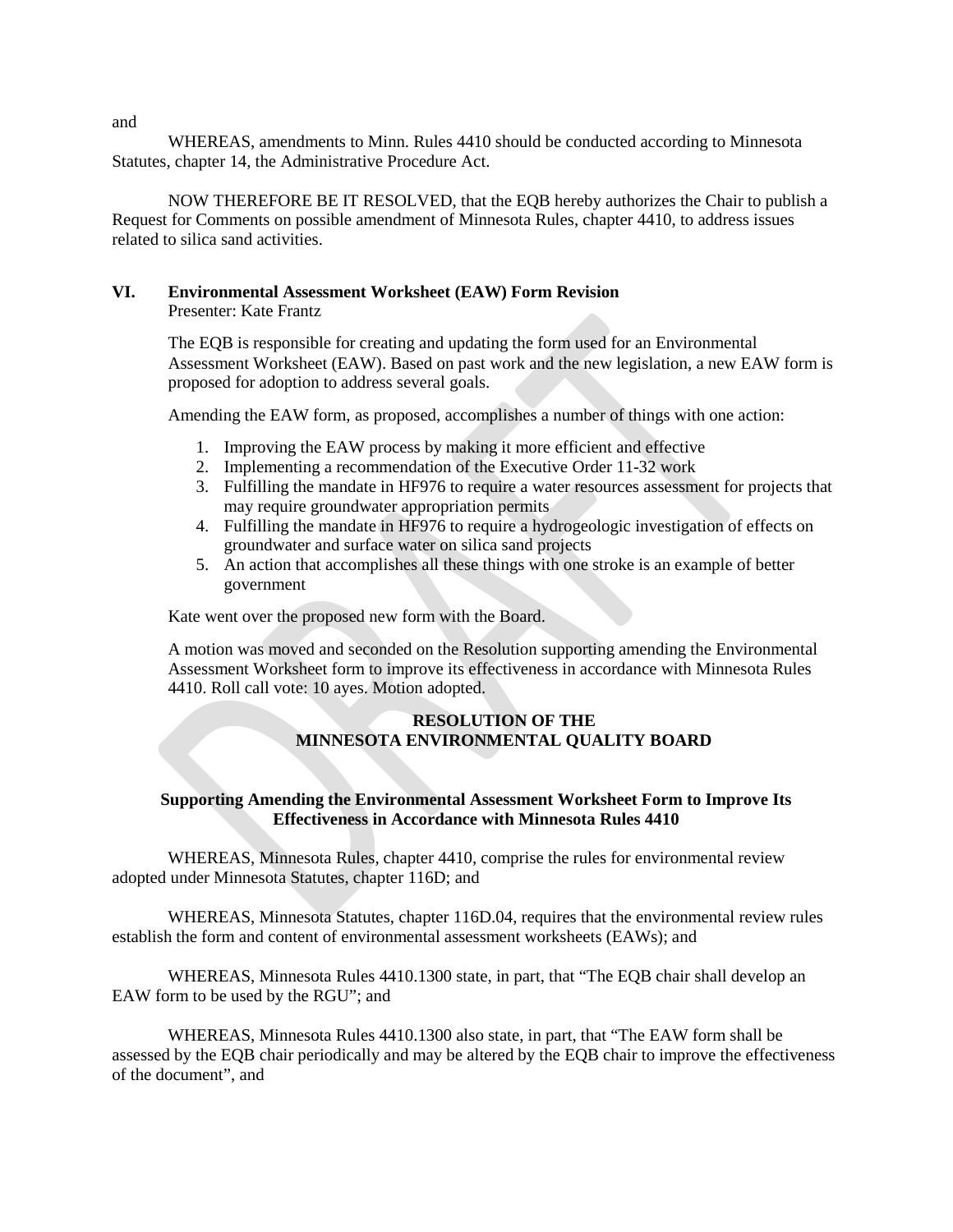and

WHEREAS, amendments to Minn. Rules 4410 should be conducted according to Minnesota Statutes, chapter 14, the Administrative Procedure Act.

NOW THEREFORE BE IT RESOLVED, that the EQB hereby authorizes the Chair to publish a Request for Comments on possible amendment of Minnesota Rules, chapter 4410, to address issues related to silica sand activities.

## VI. Environmental Assessment Worksheet (EAW) Form Revision

Presenter: Kate Frantz

The EQB is responsible for creating and updating the form used for an Environmental Assessment Worksheet (EAW). Based on past work and the new legislation, a new EAW form is proposed for adoption to address several goals.

Amending the EAW form, as proposed, accomplishes a number of things with one action:

1. Improving the EAW process by making it more efficient and effective
2. Implementing a recommendation of the Executive Order 11-32 work
3. Fulfilling the mandate in HF976 to require a water resources assessment for projects that may require groundwater appropriation permits
4. Fulfilling the mandate in HF976 to require a hydrogeologic investigation of effects on groundwater and surface water on silica sand projects
5. An action that accomplishes all these things with one stroke is an example of better government

Kate went over the proposed new form with the Board.

A motion was moved and seconded on the Resolution supporting amending the Environmental Assessment Worksheet form to improve its effectiveness in accordance with Minnesota Rules 4410. Roll call vote: 10 ayes. Motion adopted.

**RESOLUTION OF THE**
**MINNESOTA ENVIRONMENTAL QUALITY BOARD**

**Supporting Amending the Environmental Assessment Worksheet Form to Improve Its Effectiveness in Accordance with Minnesota Rules 4410**

WHEREAS, Minnesota Rules, chapter 4410, comprise the rules for environmental review adopted under Minnesota Statutes, chapter 116D; and

WHEREAS, Minnesota Statutes, chapter 116D.04, requires that the environmental review rules establish the form and content of environmental assessment worksheets (EAWs); and

WHEREAS, Minnesota Rules 4410.1300 state, in part, that "The EQB chair shall develop an EAW form to be used by the RGU"; and

WHEREAS, Minnesota Rules 4410.1300 also state, in part, that "The EAW form shall be assessed by the EQB chair periodically and may be altered by the EQB chair to improve the effectiveness of the document", and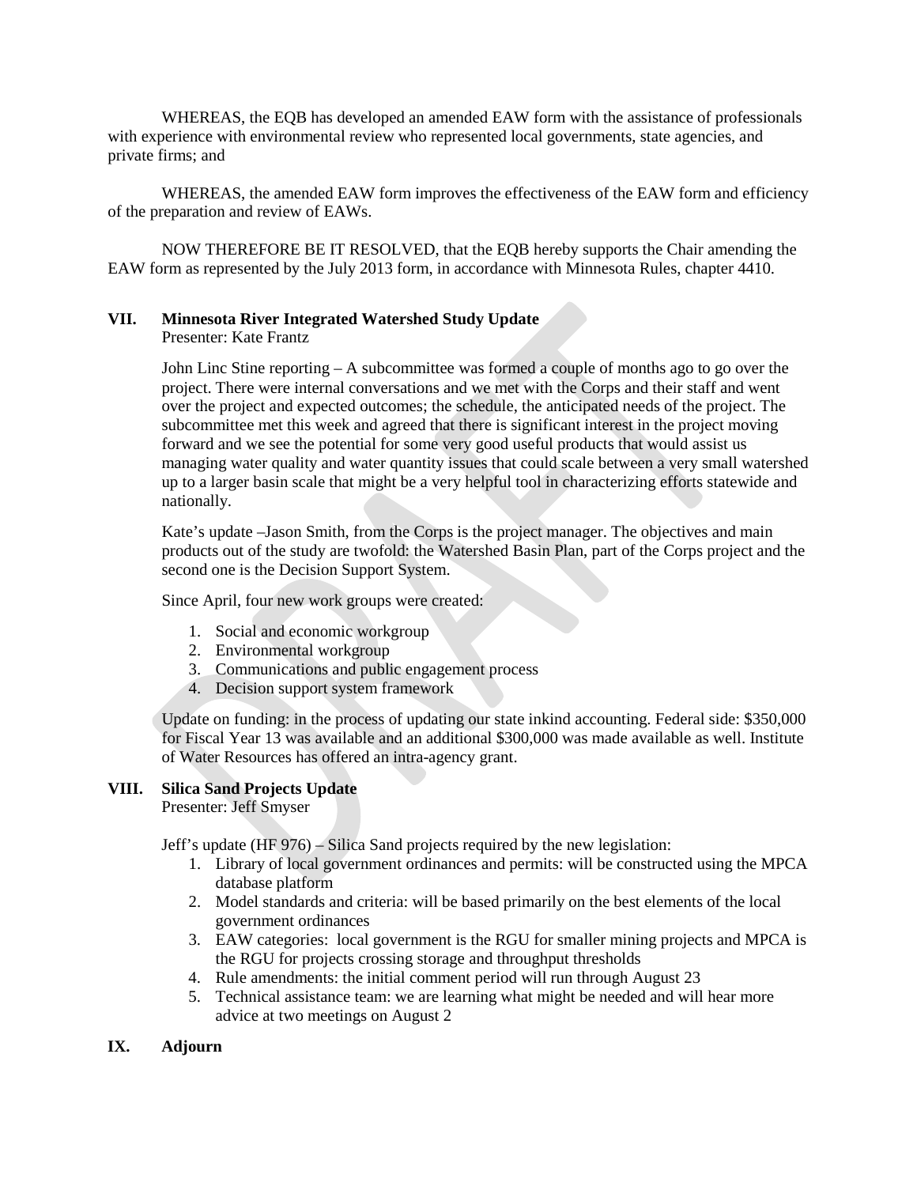WHEREAS, the EQB has developed an amended EAW form with the assistance of professionals with experience with environmental review who represented local governments, state agencies, and private firms; and

WHEREAS, the amended EAW form improves the effectiveness of the EAW form and efficiency of the preparation and review of EAWs.

NOW THEREFORE BE IT RESOLVED, that the EQB hereby supports the Chair amending the EAW form as represented by the July 2013 form, in accordance with Minnesota Rules, chapter 4410.

## VII. Minnesota River Integrated Watershed Study Update

Presenter: Kate Frantz

John Linc Stine reporting – A subcommittee was formed a couple of months ago to go over the project. There were internal conversations and we met with the Corps and their staff and went over the project and expected outcomes; the schedule, the anticipated needs of the project. The subcommittee met this week and agreed that there is significant interest in the project moving forward and we see the potential for some very good useful products that would assist us managing water quality and water quantity issues that could scale between a very small watershed up to a larger basin scale that might be a very helpful tool in characterizing efforts statewide and nationally.

Kate's update –Jason Smith, from the Corps is the project manager. The objectives and main products out of the study are twofold: the Watershed Basin Plan, part of the Corps project and the second one is the Decision Support System.

Since April, four new work groups were created:

1. Social and economic workgroup
2. Environmental workgroup
3. Communications and public engagement process
4. Decision support system framework

Update on funding: in the process of updating our state inkind accounting. Federal side: $350,000 for Fiscal Year 13 was available and an additional $300,000 was made available as well. Institute of Water Resources has offered an intra-agency grant.

## VIII. Silica Sand Projects Update

Presenter: Jeff Smyser

Jeff's update (HF 976) – Silica Sand projects required by the new legislation:

1. Library of local government ordinances and permits: will be constructed using the MPCA database platform
2. Model standards and criteria: will be based primarily on the best elements of the local government ordinances
3. EAW categories: local government is the RGU for smaller mining projects and MPCA is the RGU for projects crossing storage and throughput thresholds
4. Rule amendments: the initial comment period will run through August 23
5. Technical assistance team: we are learning what might be needed and will hear more advice at two meetings on August 2

## IX. Adjourn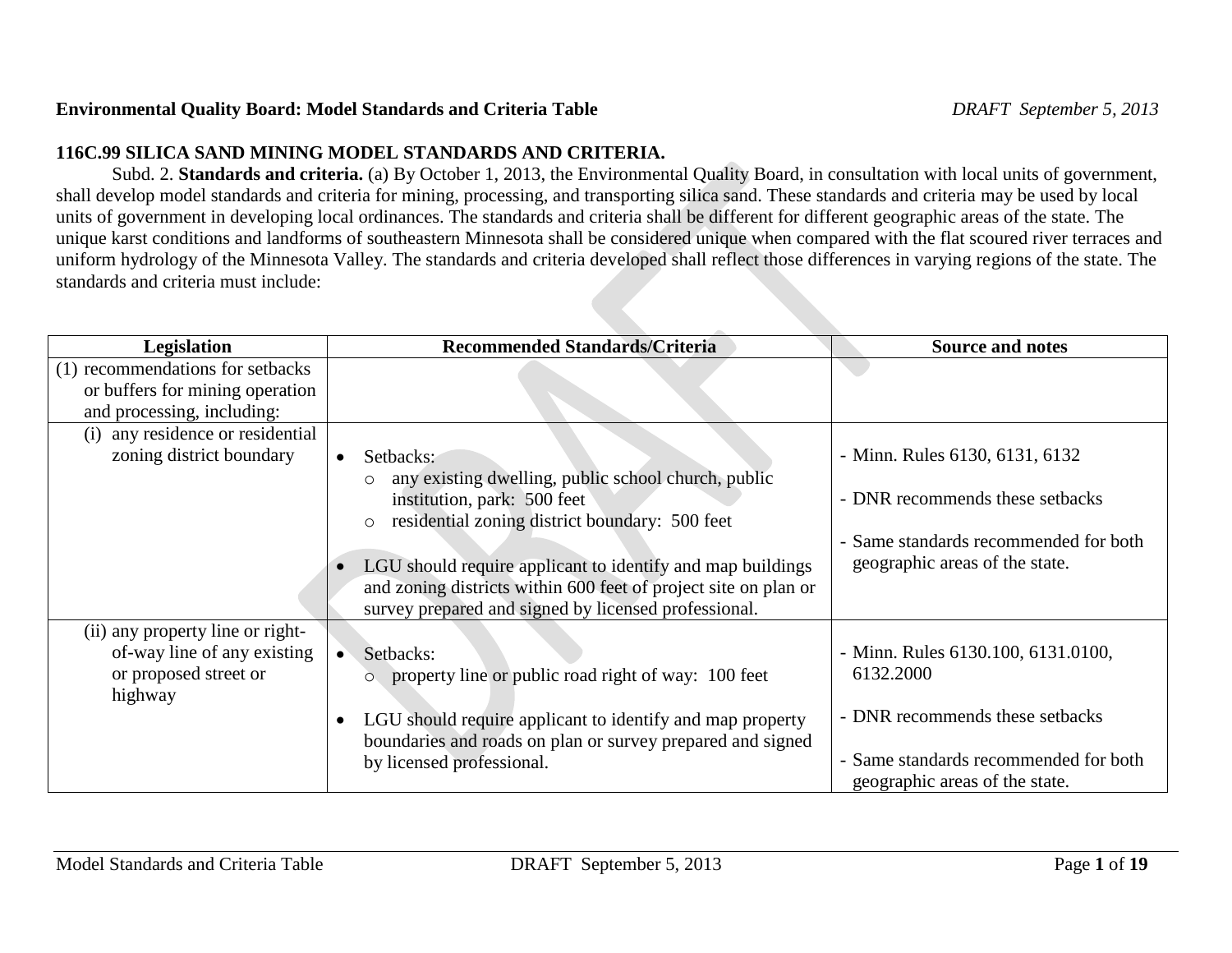**Environmental Quality Board: Model Standards and Criteria Table** *DRAFT September 5, 2013*

**116C.99 SILICA SAND MINING MODEL STANDARDS AND CRITERIA.**

Subd. 2. **Standards and criteria.** (a) By October 1, 2013, the Environmental Quality Board, in consultation with local units of government, shall develop model standards and criteria for mining, processing, and transporting silica sand. These standards and criteria may be used by local units of government in developing local ordinances. The standards and criteria shall be different for different geographic areas of the state. The unique karst conditions and landforms of southeastern Minnesota shall be considered unique when compared with the flat scoured river terraces and uniform hydrology of the Minnesota Valley. The standards and criteria developed shall reflect those differences in varying regions of the state. The standards and criteria must include:

| Legislation | Recommended Standards/Criteria | Source and notes |
|---|---|---|
| (1) recommendations for setbacks or buffers for mining operation and processing, including: | | |
| (i) any residence or residential zoning district boundary | • Setbacks:<br>○ any existing dwelling, public school church, public institution, park: 500 feet<br>○ residential zoning district boundary: 500 feet<br><br>• LGU should require applicant to identify and map buildings and zoning districts within 600 feet of project site on plan or survey prepared and signed by licensed professional. | - Minn. Rules 6130, 6131, 6132<br><br>- DNR recommends these setbacks<br><br>- Same standards recommended for both geographic areas of the state. |
| (ii) any property line or right-of-way line of any existing or proposed street or highway | • Setbacks:<br>○ property line or public road right of way: 100 feet<br><br>• LGU should require applicant to identify and map property boundaries and roads on plan or survey prepared and signed by licensed professional. | - Minn. Rules 6130.100, 6131.0100, 6132.2000<br><br>- DNR recommends these setbacks<br><br>- Same standards recommended for both geographic areas of the state. |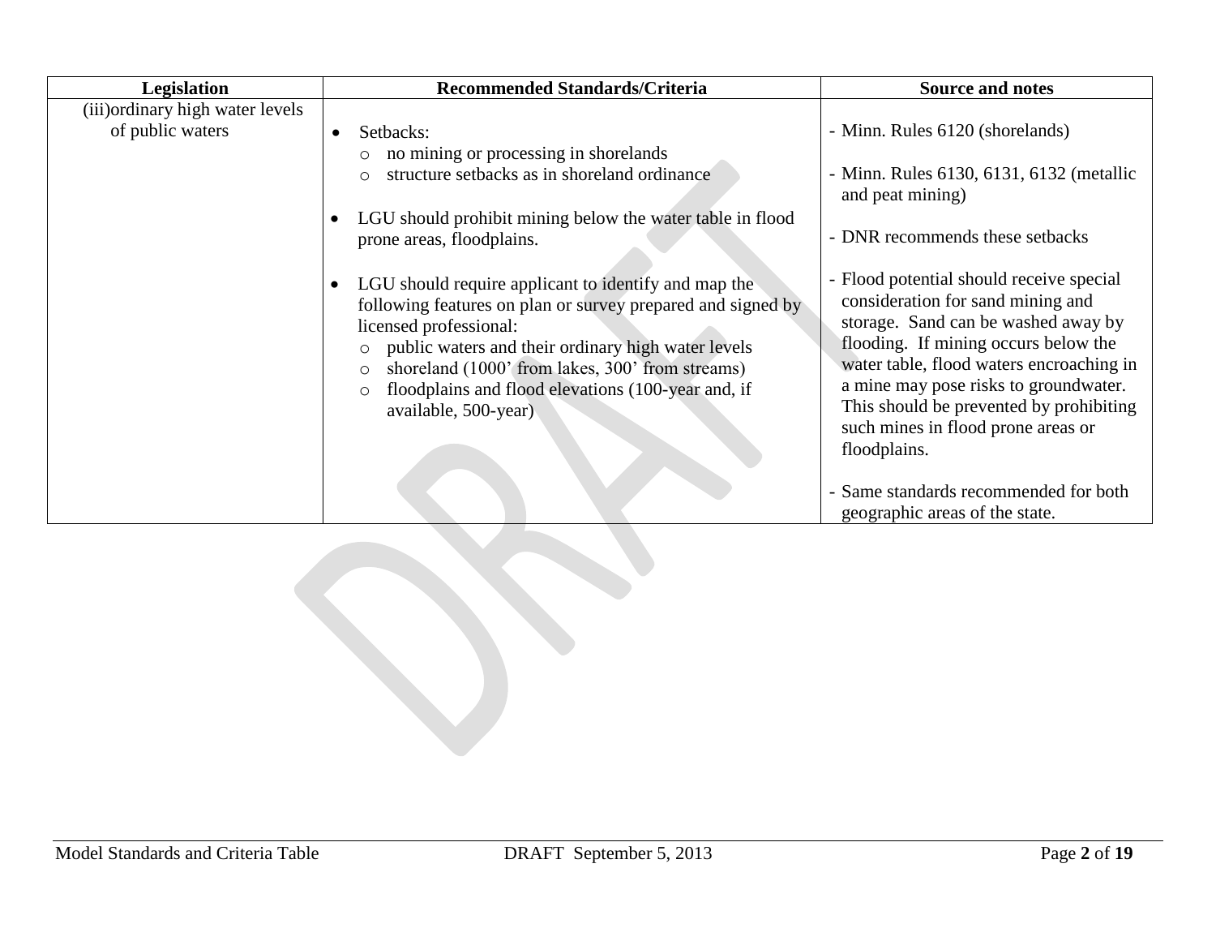| Legislation | Recommended Standards/Criteria | Source and notes |
|---|---|---|
| (iii)ordinary high water levels of public waters | • Setbacks:<br>  ○ no mining or processing in shorelands<br>  ○ structure setbacks as in shoreland ordinance<br><br>• LGU should prohibit mining below the water table in flood prone areas, floodplains.<br><br>• LGU should require applicant to identify and map the following features on plan or survey prepared and signed by licensed professional:<br>  ○ public waters and their ordinary high water levels<br>  ○ shoreland (1000' from lakes, 300' from streams)<br>  ○ floodplains and flood elevations (100-year and, if available, 500-year) | - Minn. Rules 6120 (shorelands)<br><br>- Minn. Rules 6130, 6131, 6132 (metallic and peat mining)<br><br>- DNR recommends these setbacks<br><br>- Flood potential should receive special consideration for sand mining and storage. Sand can be washed away by flooding. If mining occurs below the water table, flood waters encroaching in a mine may pose risks to groundwater. This should be prevented by prohibiting such mines in flood prone areas or floodplains.<br><br>- Same standards recommended for both geographic areas of the state. |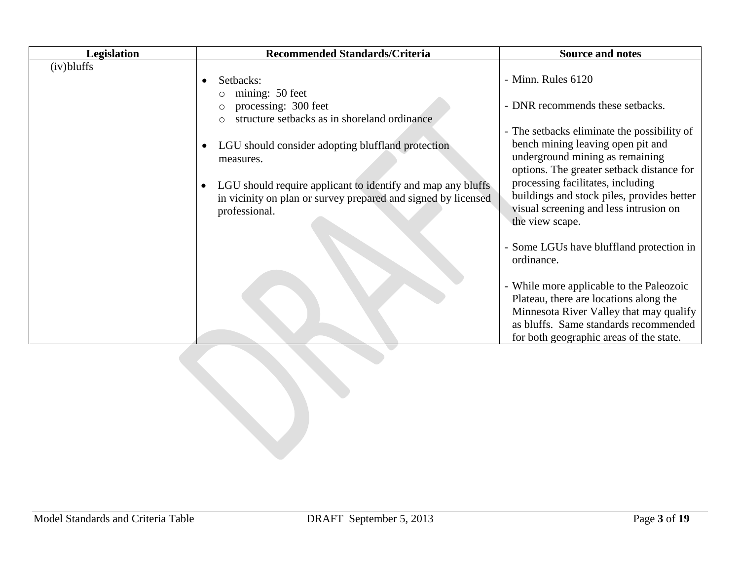| Legislation | Recommended Standards/Criteria | Source and notes |
|---|---|---|
| (iv)bluffs | • Setbacks:<br>  ○ mining: 50 feet<br>  ○ processing: 300 feet<br>  ○ structure setbacks as in shoreland ordinance<br><br>• LGU should consider adopting bluffland protection measures.<br><br>• LGU should require applicant to identify and map any bluffs in vicinity on plan or survey prepared and signed by licensed professional. | - Minn. Rules 6120<br><br>- DNR recommends these setbacks.<br><br>- The setbacks eliminate the possibility of bench mining leaving open pit and underground mining as remaining options. The greater setback distance for processing facilitates, including buildings and stock piles, provides better visual screening and less intrusion on the view scape.<br><br>- Some LGUs have bluffland protection in ordinance.<br><br>- While more applicable to the Paleozoic Plateau, there are locations along the Minnesota River Valley that may qualify as bluffs. Same standards recommended for both geographic areas of the state. |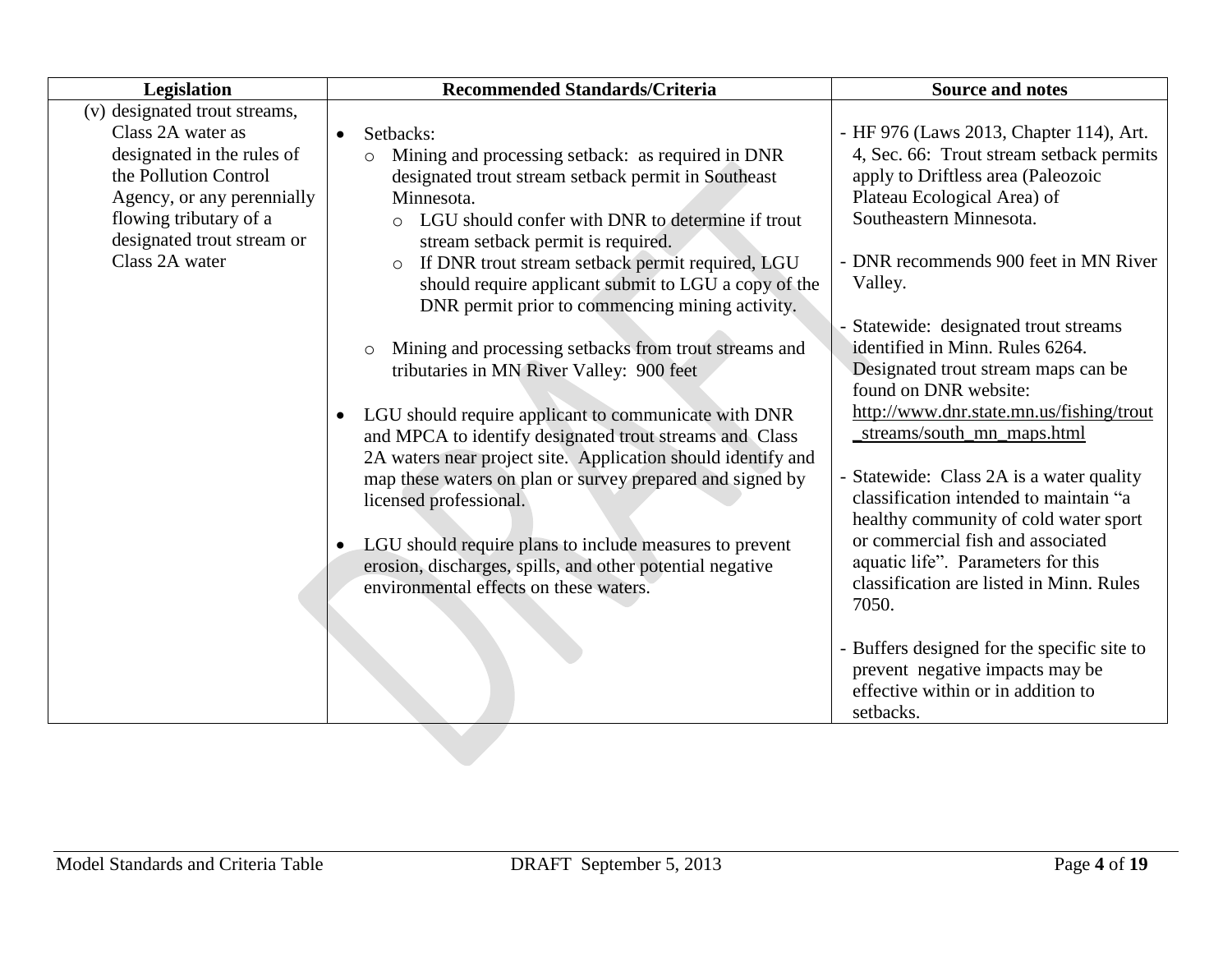| Legislation | Recommended Standards/Criteria | Source and notes |
|---|---|---|
| (v) designated trout streams, Class 2A water as designated in the rules of the Pollution Control Agency, or any perennially flowing tributary of a designated trout stream or Class 2A water | • Setbacks:<br>  ○ Mining and processing setback: as required in DNR designated trout stream setback permit in Southeast Minnesota.<br>    ○ LGU should confer with DNR to determine if trout stream setback permit is required.<br>    ○ If DNR trout stream setback permit required, LGU should require applicant submit to LGU a copy of the DNR permit prior to commencing mining activity.<br><br>  ○ Mining and processing setbacks from trout streams and tributaries in MN River Valley: 900 feet<br><br>• LGU should require applicant to communicate with DNR and MPCA to identify designated trout streams and Class 2A waters near project site. Application should identify and map these waters on plan or survey prepared and signed by licensed professional.<br><br>• LGU should require plans to include measures to prevent erosion, discharges, spills, and other potential negative environmental effects on these waters. | - HF 976 (Laws 2013, Chapter 114), Art. 4, Sec. 66: Trout stream setback permits apply to Driftless area (Paleozoic Plateau Ecological Area) of Southeastern Minnesota.<br><br>- DNR recommends 900 feet in MN River Valley.<br><br>- Statewide: designated trout streams identified in Minn. Rules 6264. Designated trout stream maps can be found on DNR website: http://www.dnr.state.mn.us/fishing/trout_streams/south_mn_maps.html<br><br>- Statewide: Class 2A is a water quality classification intended to maintain "a healthy community of cold water sport or commercial fish and associated aquatic life". Parameters for this classification are listed in Minn. Rules 7050.<br><br>- Buffers designed for the specific site to prevent negative impacts may be effective within or in addition to setbacks. |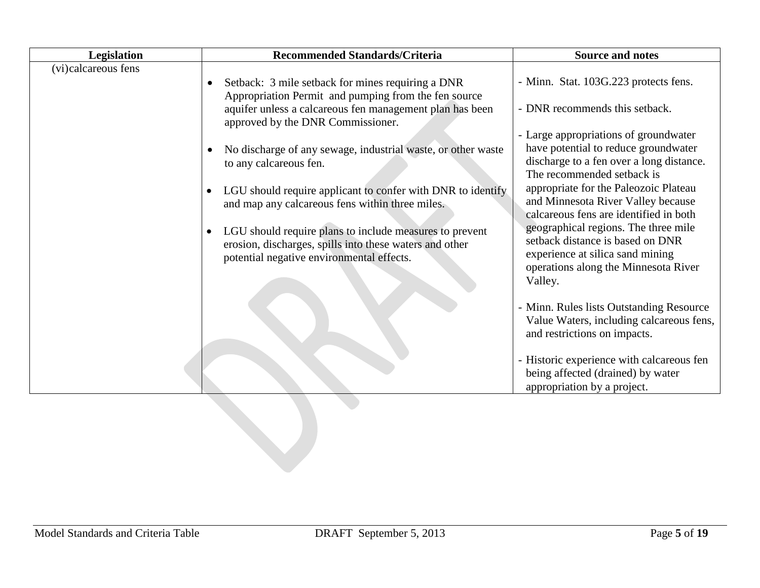| Legislation | Recommended Standards/Criteria | Source and notes |
| --- | --- | --- |
| (vi)calcareous fens | • Setback: 3 mile setback for mines requiring a DNR Appropriation Permit and pumping from the fen source aquifer unless a calcareous fen management plan has been approved by the DNR Commissioner.<br><br>• No discharge of any sewage, industrial waste, or other waste to any calcareous fen.<br><br>• LGU should require applicant to confer with DNR to identify and map any calcareous fens within three miles.<br><br>• LGU should require plans to include measures to prevent erosion, discharges, spills into these waters and other potential negative environmental effects. | - Minn. Stat. 103G.223 protects fens.<br><br>- DNR recommends this setback.<br><br>- Large appropriations of groundwater have potential to reduce groundwater discharge to a fen over a long distance. The recommended setback is appropriate for the Paleozoic Plateau and Minnesota River Valley because calcareous fens are identified in both geographical regions. The three mile setback distance is based on DNR experience at silica sand mining operations along the Minnesota River Valley.<br><br>- Minn. Rules lists Outstanding Resource Value Waters, including calcareous fens, and restrictions on impacts.<br><br>- Historic experience with calcareous fen being affected (drained) by water appropriation by a project. |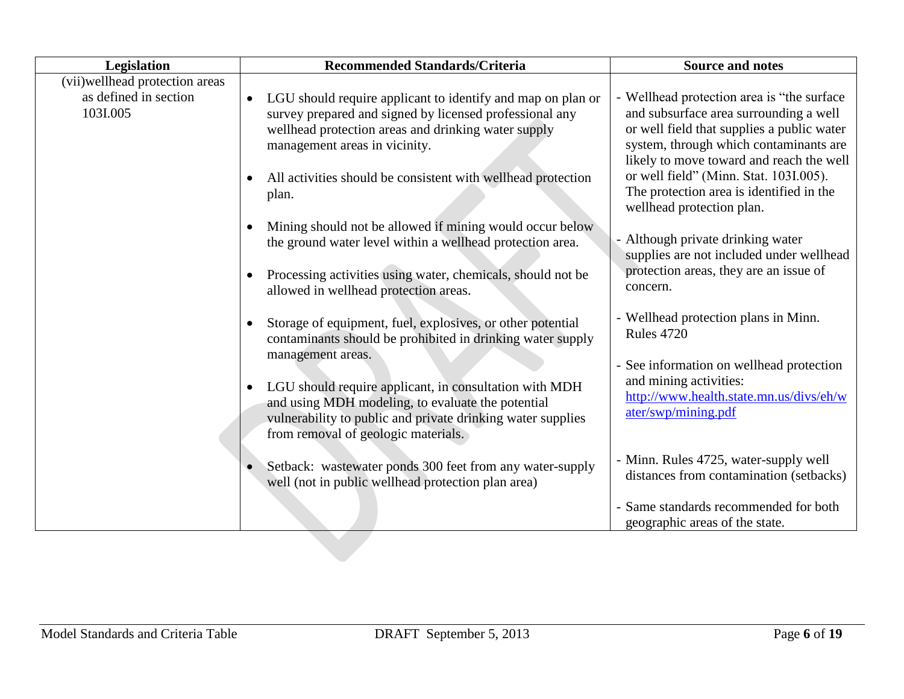| Legislation | Recommended Standards/Criteria | Source and notes |
|---|---|---|
| (vii)wellhead protection areas as defined in section 103I.005 | • LGU should require applicant to identify and map on plan or survey prepared and signed by licensed professional any wellhead protection areas and drinking water supply management areas in vicinity.<br><br>• All activities should be consistent with wellhead protection plan.<br><br>• Mining should not be allowed if mining would occur below the ground water level within a wellhead protection area.<br><br>• Processing activities using water, chemicals, should not be allowed in wellhead protection areas.<br><br>• Storage of equipment, fuel, explosives, or other potential contaminants should be prohibited in drinking water supply management areas.<br><br>• LGU should require applicant, in consultation with MDH and using MDH modeling, to evaluate the potential vulnerability to public and private drinking water supplies from removal of geologic materials.<br><br>• Setback: wastewater ponds 300 feet from any water-supply well (not in public wellhead protection plan area) | - Wellhead protection area is "the surface and subsurface area surrounding a well or well field that supplies a public water system, through which contaminants are likely to move toward and reach the well or well field" (Minn. Stat. 103I.005). The protection area is identified in the wellhead protection plan.<br><br>- Although private drinking water supplies are not included under wellhead protection areas, they are an issue of concern.<br><br>- Wellhead protection plans in Minn. Rules 4720<br><br>- See information on wellhead protection and mining activities: [http://www.health.state.mn.us/divs/eh/water/swp/mining.pdf](http://www.health.state.mn.us/divs/eh/water/swp/mining.pdf)<br><br>- Minn. Rules 4725, water-supply well distances from contamination (setbacks)<br><br>- Same standards recommended for both geographic areas of the state. |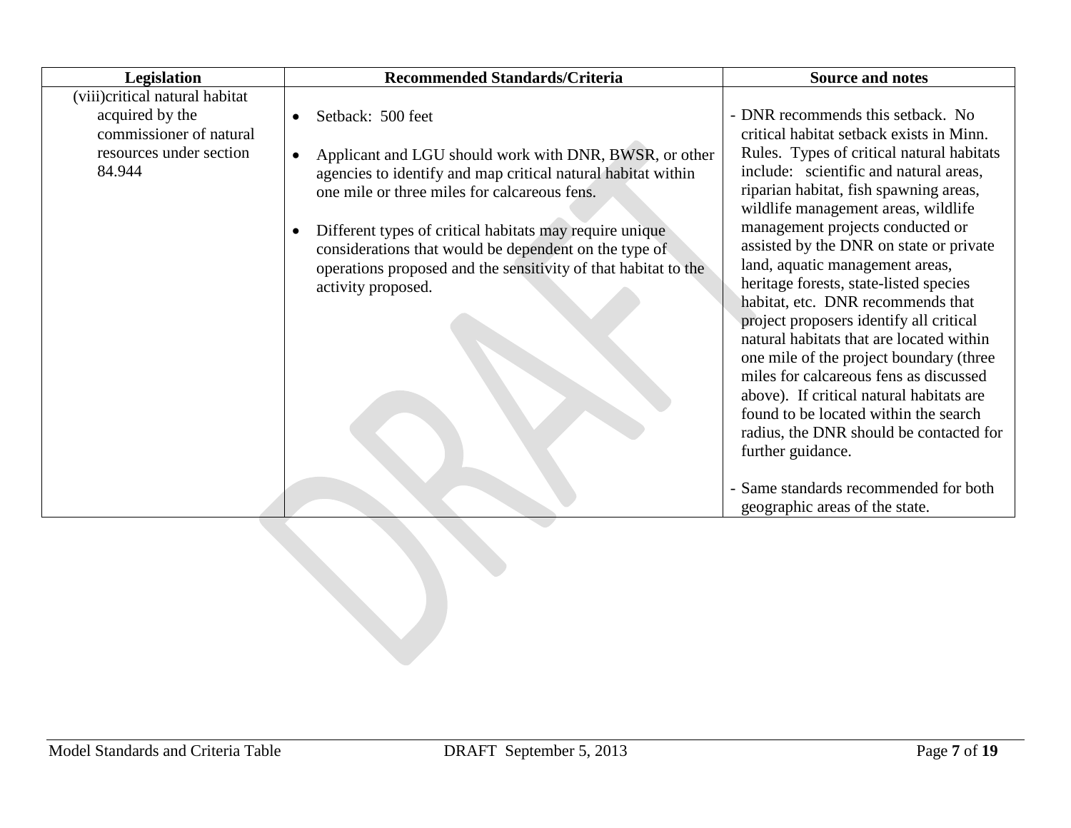| Legislation | Recommended Standards/Criteria | Source and notes |
| --- | --- | --- |
| (viii)critical natural habitat acquired by the commissioner of natural resources under section 84.944 | • Setback: 500 feet<br><br>• Applicant and LGU should work with DNR, BWSR, or other agencies to identify and map critical natural habitat within one mile or three miles for calcareous fens.<br><br>• Different types of critical habitats may require unique considerations that would be dependent on the type of operations proposed and the sensitivity of that habitat to the activity proposed. | - DNR recommends this setback. No critical habitat setback exists in Minn. Rules. Types of critical natural habitats include: scientific and natural areas, riparian habitat, fish spawning areas, wildlife management areas, wildlife management projects conducted or assisted by the DNR on state or private land, aquatic management areas, heritage forests, state-listed species habitat, etc. DNR recommends that project proposers identify all critical natural habitats that are located within one mile of the project boundary (three miles for calcareous fens as discussed above). If critical natural habitats are found to be located within the search radius, the DNR should be contacted for further guidance.<br><br>- Same standards recommended for both geographic areas of the state. |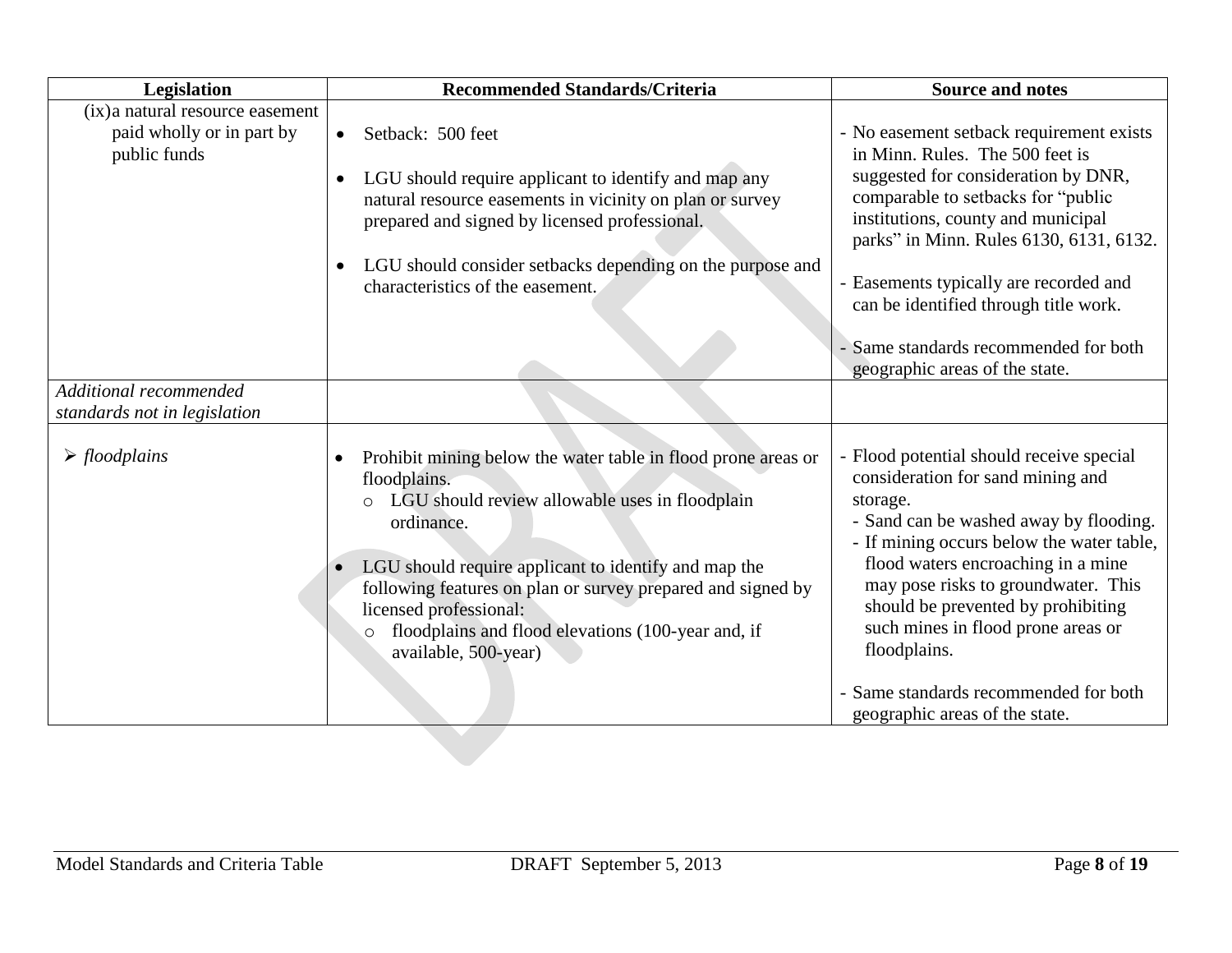| Legislation | Recommended Standards/Criteria | Source and notes |
|---|---|---|
| (ix) a natural resource easement paid wholly or in part by public funds | • Setback: 500 feet<br><br>• LGU should require applicant to identify and map any natural resource easements in vicinity on plan or survey prepared and signed by licensed professional.<br><br>• LGU should consider setbacks depending on the purpose and characteristics of the easement. | - No easement setback requirement exists in Minn. Rules. The 500 feet is suggested for consideration by DNR, comparable to setbacks for "public institutions, county and municipal parks" in Minn. Rules 6130, 6131, 6132.<br><br>- Easements typically are recorded and can be identified through title work.<br><br>- Same standards recommended for both geographic areas of the state. |
| *Additional recommended standards not in legislation* | | |
| ➢ *floodplains* | • Prohibit mining below the water table in flood prone areas or floodplains.<br>  o LGU should review allowable uses in floodplain ordinance.<br><br>• LGU should require applicant to identify and map the following features on plan or survey prepared and signed by licensed professional:<br>  o floodplains and flood elevations (100-year and, if available, 500-year) | - Flood potential should receive special consideration for sand mining and storage.<br>  - Sand can be washed away by flooding.<br>  - If mining occurs below the water table, flood waters encroaching in a mine may pose risks to groundwater. This should be prevented by prohibiting such mines in flood prone areas or floodplains.<br><br>- Same standards recommended for both geographic areas of the state. |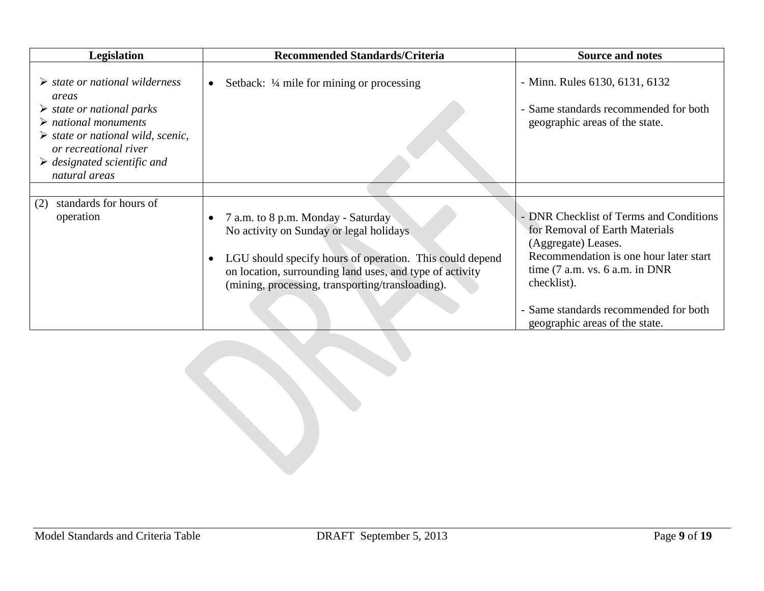| Legislation | Recommended Standards/Criteria | Source and notes |
|---|---|---|
| ➢ *state or national wilderness areas*<br>➢ *state or national parks*<br>➢ *national monuments*<br>➢ *state or national wild, scenic, or recreational river*<br>➢ *designated scientific and natural areas* | • Setback: ¼ mile for mining or processing | - Minn. Rules 6130, 6131, 6132<br>- Same standards recommended for both geographic areas of the state. |
| | | |
| (2) standards for hours of operation | • 7 a.m. to 8 p.m. Monday - Saturday<br>No activity on Sunday or legal holidays<br>• LGU should specify hours of operation. This could depend on location, surrounding land uses, and type of activity (mining, processing, transporting/transloading). | - DNR Checklist of Terms and Conditions for Removal of Earth Materials (Aggregate) Leases. Recommendation is one hour later start time (7 a.m. vs. 6 a.m. in DNR checklist).<br>- Same standards recommended for both geographic areas of the state. |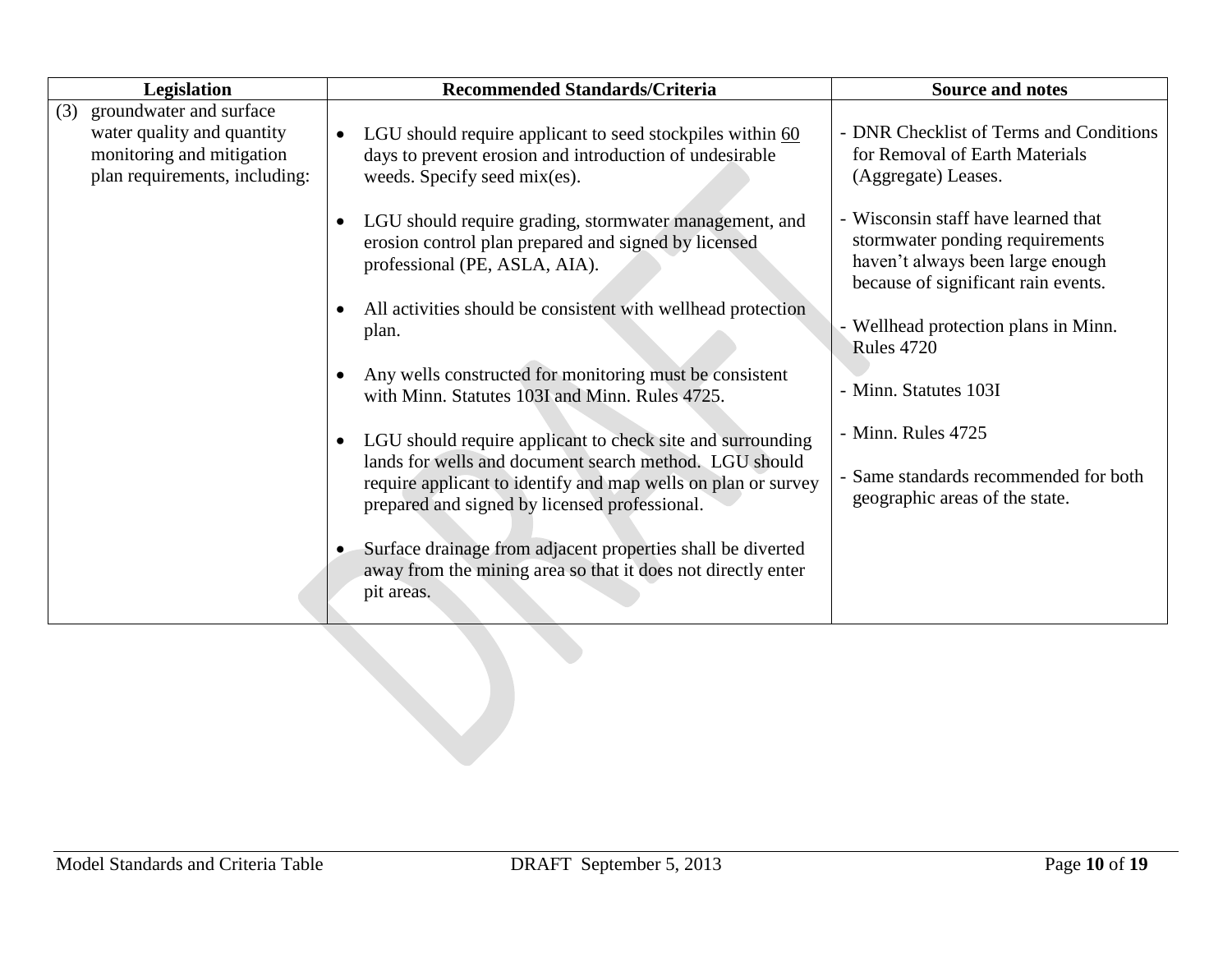| Legislation | Recommended Standards/Criteria | Source and notes |
|---|---|---|
| (3) groundwater and surface water quality and quantity monitoring and mitigation plan requirements, including: | • LGU should require applicant to seed stockpiles within 60 days to prevent erosion and introduction of undesirable weeds. Specify seed mix(es).<br><br>• LGU should require grading, stormwater management, and erosion control plan prepared and signed by licensed professional (PE, ASLA, AIA).<br><br>• All activities should be consistent with wellhead protection plan.<br><br>• Any wells constructed for monitoring must be consistent with Minn. Statutes 103I and Minn. Rules 4725.<br><br>• LGU should require applicant to check site and surrounding lands for wells and document search method. LGU should require applicant to identify and map wells on plan or survey prepared and signed by licensed professional.<br><br>• Surface drainage from adjacent properties shall be diverted away from the mining area so that it does not directly enter pit areas. | - DNR Checklist of Terms and Conditions for Removal of Earth Materials (Aggregate) Leases.<br><br>- Wisconsin staff have learned that stormwater ponding requirements haven't always been large enough because of significant rain events.<br><br>- Wellhead protection plans in Minn. Rules 4720<br><br>- Minn. Statutes 103I<br><br>- Minn. Rules 4725<br><br>- Same standards recommended for both geographic areas of the state. |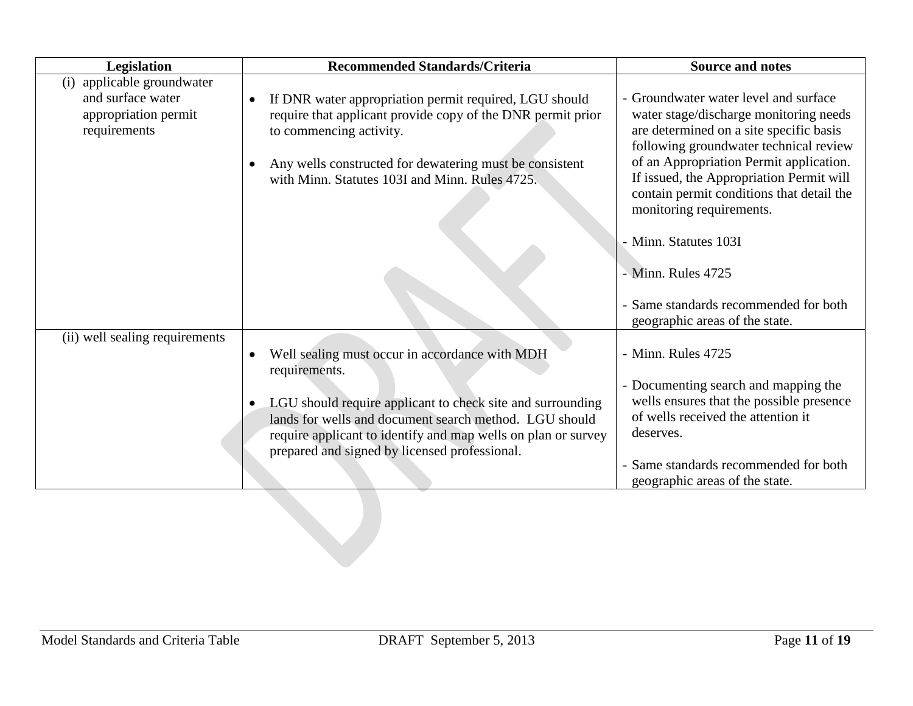| Legislation | Recommended Standards/Criteria | Source and notes |
|---|---|---|
| (i) applicable groundwater and surface water appropriation permit requirements | • If DNR water appropriation permit required, LGU should require that applicant provide copy of the DNR permit prior to commencing activity.<br><br>• Any wells constructed for dewatering must be consistent with Minn. Statutes 103I and Minn. Rules 4725. | - Groundwater water level and surface water stage/discharge monitoring needs are determined on a site specific basis following groundwater technical review of an Appropriation Permit application. If issued, the Appropriation Permit will contain permit conditions that detail the monitoring requirements.<br><br>- Minn. Statutes 103I<br><br>- Minn. Rules 4725<br><br>- Same standards recommended for both geographic areas of the state. |
| (ii) well sealing requirements | • Well sealing must occur in accordance with MDH requirements.<br><br>• LGU should require applicant to check site and surrounding lands for wells and document search method. LGU should require applicant to identify and map wells on plan or survey prepared and signed by licensed professional. | - Minn. Rules 4725<br><br>- Documenting search and mapping the wells ensures that the possible presence of wells received the attention it deserves.<br><br>- Same standards recommended for both geographic areas of the state. |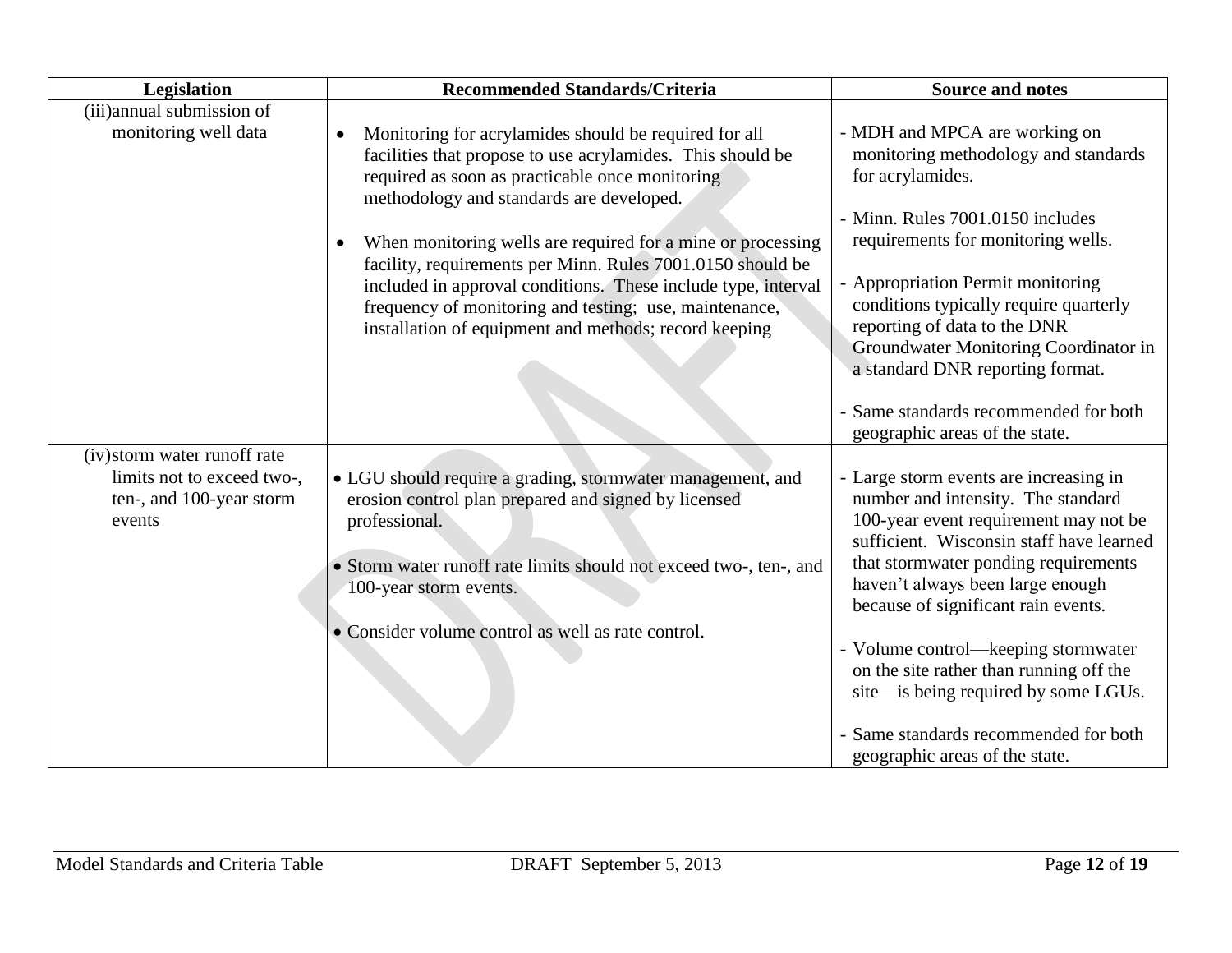| Legislation | Recommended Standards/Criteria | Source and notes |
|---|---|---|
| (iii)annual submission of monitoring well data | • Monitoring for acrylamides should be required for all facilities that propose to use acrylamides. This should be required as soon as practicable once monitoring methodology and standards are developed.<br><br>• When monitoring wells are required for a mine or processing facility, requirements per Minn. Rules 7001.0150 should be included in approval conditions. These include type, interval frequency of monitoring and testing; use, maintenance, installation of equipment and methods; record keeping | - MDH and MPCA are working on monitoring methodology and standards for acrylamides.<br><br>- Minn. Rules 7001.0150 includes requirements for monitoring wells.<br><br>- Appropriation Permit monitoring conditions typically require quarterly reporting of data to the DNR Groundwater Monitoring Coordinator in a standard DNR reporting format.<br><br>- Same standards recommended for both geographic areas of the state. |
| (iv)storm water runoff rate limits not to exceed two-, ten-, and 100-year storm events | • LGU should require a grading, stormwater management, and erosion control plan prepared and signed by licensed professional.<br><br>• Storm water runoff rate limits should not exceed two-, ten-, and 100-year storm events.<br><br>• Consider volume control as well as rate control. | - Large storm events are increasing in number and intensity. The standard 100-year event requirement may not be sufficient. Wisconsin staff have learned that stormwater ponding requirements haven't always been large enough because of significant rain events.<br><br>- Volume control—keeping stormwater on the site rather than running off the site—is being required by some LGUs.<br><br>- Same standards recommended for both geographic areas of the state. |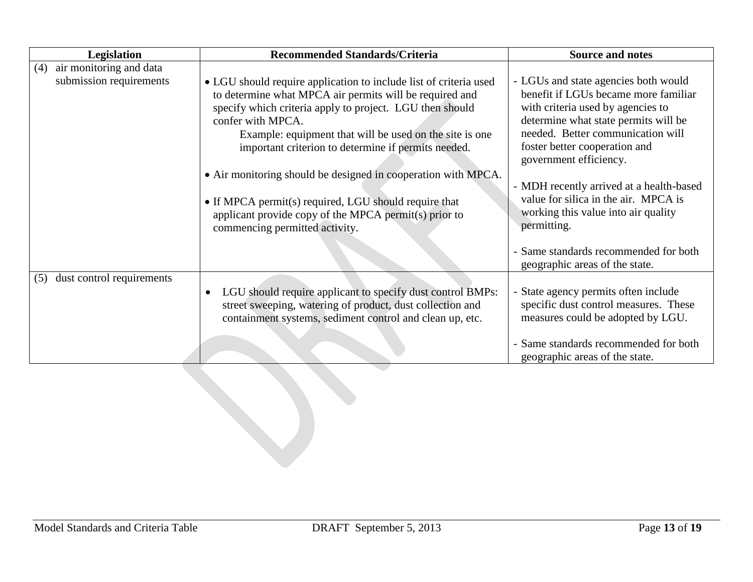| Legislation | Recommended Standards/Criteria | Source and notes |
|---|---|---|
| (4) air monitoring and data submission requirements | • LGU should require application to include list of criteria used to determine what MPCA air permits will be required and specify which criteria apply to project. LGU then should confer with MPCA.<br>Example: equipment that will be used on the site is one important criterion to determine if permits needed.<br><br>• Air monitoring should be designed in cooperation with MPCA.<br><br>• If MPCA permit(s) required, LGU should require that applicant provide copy of the MPCA permit(s) prior to commencing permitted activity. | - LGUs and state agencies both would benefit if LGUs became more familiar with criteria used by agencies to determine what state permits will be needed. Better communication will foster better cooperation and government efficiency.<br><br>- MDH recently arrived at a health-based value for silica in the air. MPCA is working this value into air quality permitting.<br><br>- Same standards recommended for both geographic areas of the state. |
| (5) dust control requirements | • LGU should require applicant to specify dust control BMPs: street sweeping, watering of product, dust collection and containment systems, sediment control and clean up, etc. | - State agency permits often include specific dust control measures. These measures could be adopted by LGU.<br><br>- Same standards recommended for both geographic areas of the state. |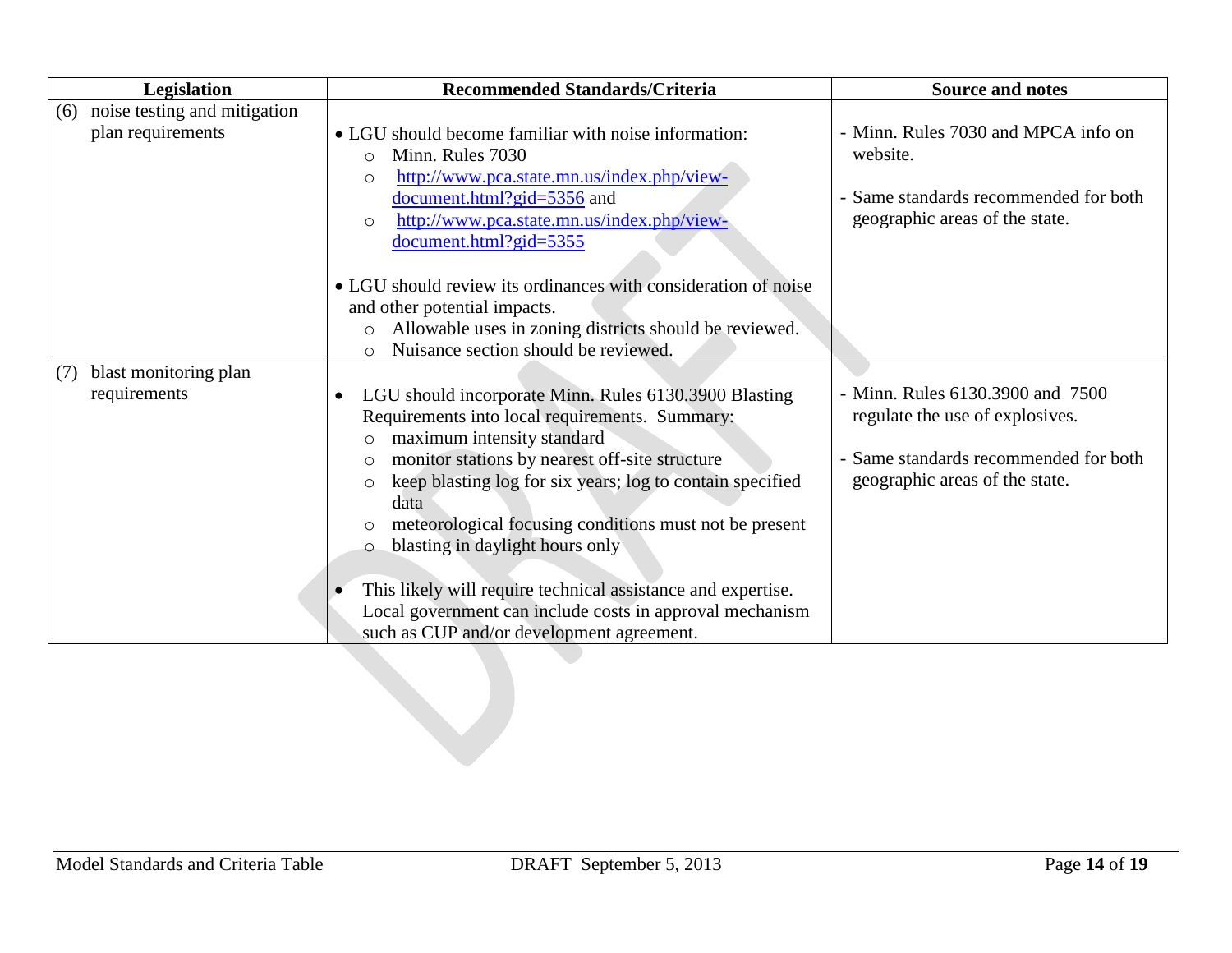| Legislation | Recommended Standards/Criteria | Source and notes |
|---|---|---|
| (6) noise testing and mitigation plan requirements | • LGU should become familiar with noise information:<br>○ Minn. Rules 7030<br>○ [http://www.pca.state.mn.us/index.php/view-document.html?gid=5356](http://www.pca.state.mn.us/index.php/view-document.html?gid=5356) and<br>○ [http://www.pca.state.mn.us/index.php/view-document.html?gid=5355](http://www.pca.state.mn.us/index.php/view-document.html?gid=5355)<br><br>• LGU should review its ordinances with consideration of noise and other potential impacts.<br>○ Allowable uses in zoning districts should be reviewed.<br>○ Nuisance section should be reviewed. | - Minn. Rules 7030 and MPCA info on website.<br><br>- Same standards recommended for both geographic areas of the state. |
| (7) blast monitoring plan requirements | • LGU should incorporate Minn. Rules 6130.3900 Blasting Requirements into local requirements. Summary:<br>○ maximum intensity standard<br>○ monitor stations by nearest off-site structure<br>○ keep blasting log for six years; log to contain specified data<br>○ meteorological focusing conditions must not be present<br>○ blasting in daylight hours only<br><br>• This likely will require technical assistance and expertise. Local government can include costs in approval mechanism such as CUP and/or development agreement. | - Minn. Rules 6130.3900 and 7500 regulate the use of explosives.<br><br>- Same standards recommended for both geographic areas of the state. |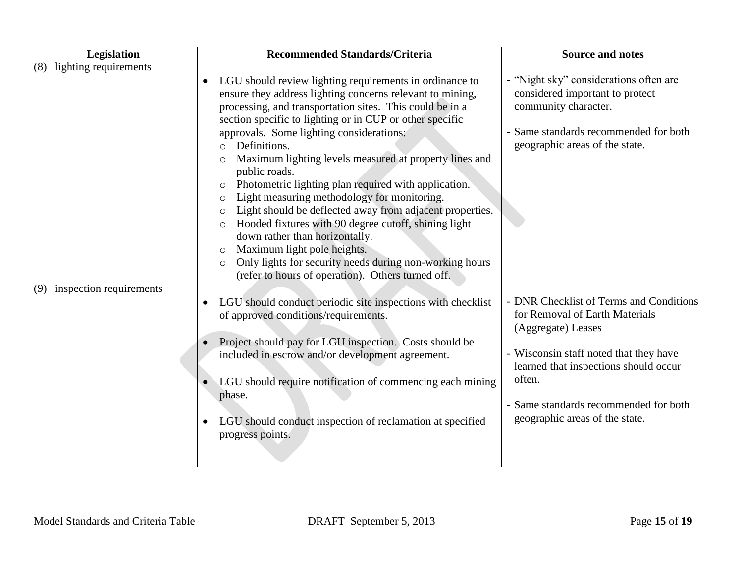| Legislation | Recommended Standards/Criteria | Source and notes |
|---|---|---|
| (8) lighting requirements | • LGU should review lighting requirements in ordinance to ensure they address lighting concerns relevant to mining, processing, and transportation sites. This could be in a section specific to lighting or in CUP or other specific approvals. Some lighting considerations:<br>○ Definitions.<br>○ Maximum lighting levels measured at property lines and public roads.<br>○ Photometric lighting plan required with application.<br>○ Light measuring methodology for monitoring.<br>○ Light should be deflected away from adjacent properties.<br>○ Hooded fixtures with 90 degree cutoff, shining light down rather than horizontally.<br>○ Maximum light pole heights.<br>○ Only lights for security needs during non-working hours (refer to hours of operation). Others turned off. | - "Night sky" considerations often are considered important to protect community character.<br><br>- Same standards recommended for both geographic areas of the state. |
| (9) inspection requirements | • LGU should conduct periodic site inspections with checklist of approved conditions/requirements.<br><br>• Project should pay for LGU inspection. Costs should be included in escrow and/or development agreement.<br><br>• LGU should require notification of commencing each mining phase.<br><br>• LGU should conduct inspection of reclamation at specified progress points. | - DNR Checklist of Terms and Conditions for Removal of Earth Materials (Aggregate) Leases<br><br>- Wisconsin staff noted that they have learned that inspections should occur often.<br><br>- Same standards recommended for both geographic areas of the state. |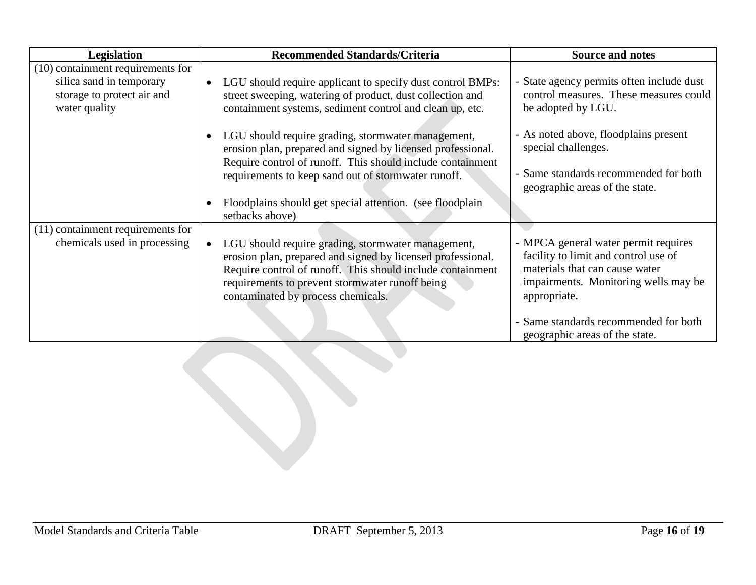| Legislation | Recommended Standards/Criteria | Source and notes |
|---|---|---|
| (10) containment requirements for silica sand in temporary storage to protect air and water quality | • LGU should require applicant to specify dust control BMPs: street sweeping, watering of product, dust collection and containment systems, sediment control and clean up, etc.<br><br>• LGU should require grading, stormwater management, erosion plan, prepared and signed by licensed professional. Require control of runoff. This should include containment requirements to keep sand out of stormwater runoff.<br><br>• Floodplains should get special attention. (see floodplain setbacks above) | - State agency permits often include dust control measures. These measures could be adopted by LGU.<br><br>- As noted above, floodplains present special challenges.<br><br>- Same standards recommended for both geographic areas of the state. |
| (11) containment requirements for chemicals used in processing | • LGU should require grading, stormwater management, erosion plan, prepared and signed by licensed professional. Require control of runoff. This should include containment requirements to prevent stormwater runoff being contaminated by process chemicals. | - MPCA general water permit requires facility to limit and control use of materials that can cause water impairments. Monitoring wells may be appropriate.<br><br>- Same standards recommended for both geographic areas of the state. |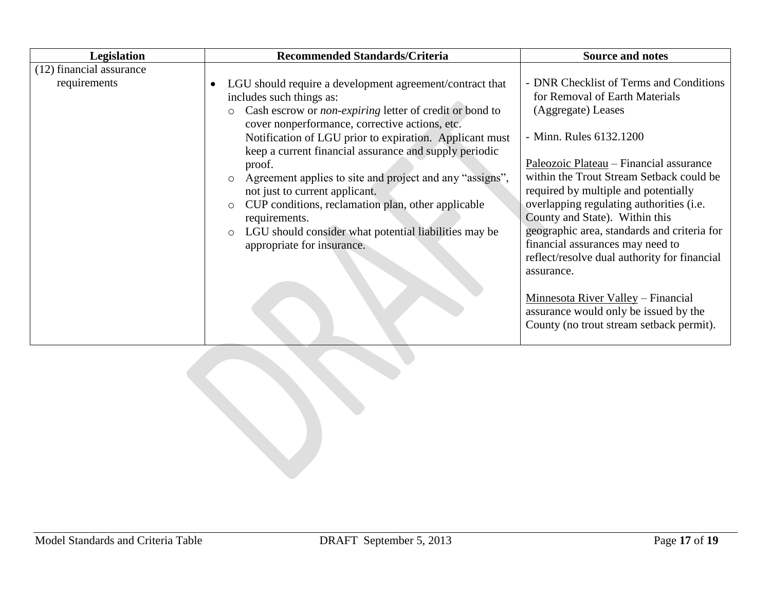| Legislation | Recommended Standards/Criteria | Source and notes |
|---|---|---|
| (12) financial assurance requirements | • LGU should require a development agreement/contract that includes such things as:<br>○ Cash escrow or *non-expiring* letter of credit or bond to cover nonperformance, corrective actions, etc. Notification of LGU prior to expiration. Applicant must keep a current financial assurance and supply periodic proof.<br>○ Agreement applies to site and project and any "assigns", not just to current applicant.<br>○ CUP conditions, reclamation plan, other applicable requirements.<br>○ LGU should consider what potential liabilities may be appropriate for insurance. | - DNR Checklist of Terms and Conditions for Removal of Earth Materials (Aggregate) Leases<br><br>- Minn. Rules 6132.1200<br><br><u>Paleozoic Plateau</u> – Financial assurance within the Trout Stream Setback could be required by multiple and potentially overlapping regulating authorities (i.e. County and State). Within this geographic area, standards and criteria for financial assurances may need to reflect/resolve dual authority for financial assurance.<br><br><u>Minnesota River Valley</u> – Financial assurance would only be issued by the County (no trout stream setback permit). |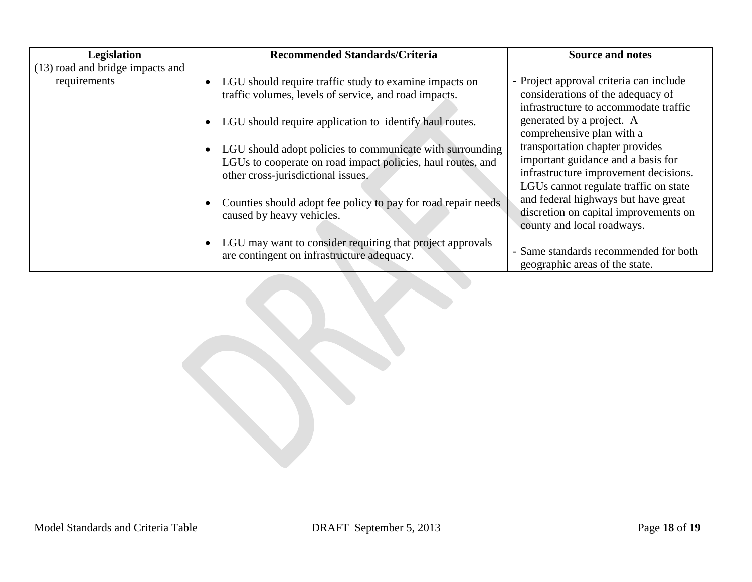| Legislation | Recommended Standards/Criteria | Source and notes |
|---|---|---|
| (13) road and bridge impacts and requirements | • LGU should require traffic study to examine impacts on traffic volumes, levels of service, and road impacts.<br>• LGU should require application to identify haul routes.<br>• LGU should adopt policies to communicate with surrounding LGUs to cooperate on road impact policies, haul routes, and other cross-jurisdictional issues.<br>• Counties should adopt fee policy to pay for road repair needs caused by heavy vehicles.<br>• LGU may want to consider requiring that project approvals are contingent on infrastructure adequacy. | - Project approval criteria can include considerations of the adequacy of infrastructure to accommodate traffic generated by a project. A comprehensive plan with a transportation chapter provides important guidance and a basis for infrastructure improvement decisions. LGUs cannot regulate traffic on state and federal highways but have great discretion on capital improvements on county and local roadways.<br>- Same standards recommended for both geographic areas of the state. |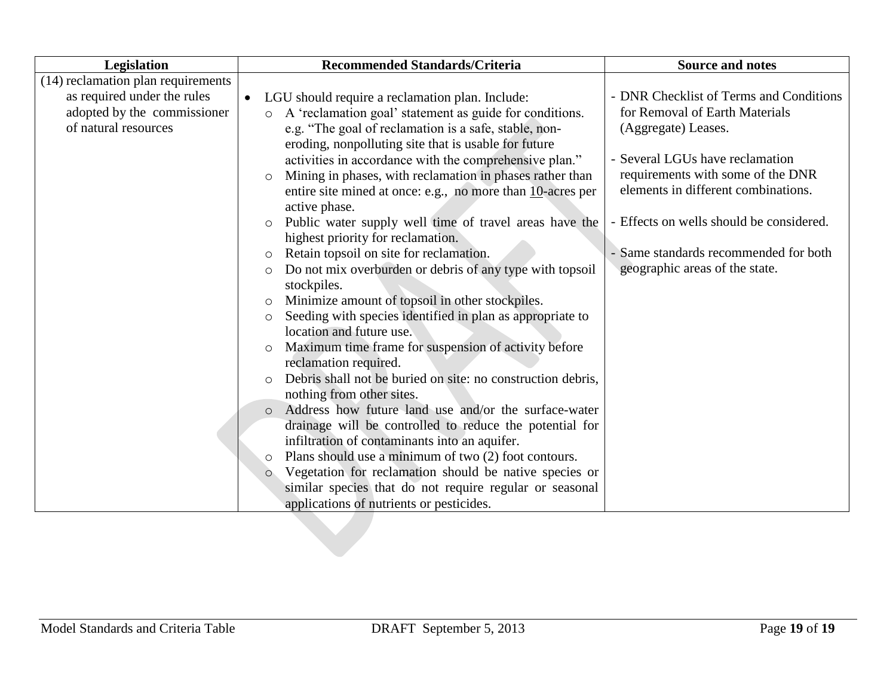| Legislation | Recommended Standards/Criteria | Source and notes |
|---|---|---|
| (14) reclamation plan requirements as required under the rules adopted by the commissioner of natural resources | • LGU should require a reclamation plan. Include:<br>○ A 'reclamation goal' statement as guide for conditions. e.g. "The goal of reclamation is a safe, stable, non-eroding, nonpolluting site that is usable for future activities in accordance with the comprehensive plan."<br>○ Mining in phases, with reclamation in phases rather than entire site mined at once: e.g., no more than 10-acres per active phase.<br>○ Public water supply well time of travel areas have the highest priority for reclamation.<br>○ Retain topsoil on site for reclamation.<br>○ Do not mix overburden or debris of any type with topsoil stockpiles.<br>○ Minimize amount of topsoil in other stockpiles.<br>○ Seeding with species identified in plan as appropriate to location and future use.<br>○ Maximum time frame for suspension of activity before reclamation required.<br>○ Debris shall not be buried on site: no construction debris, nothing from other sites.<br>○ Address how future land use and/or the surface-water drainage will be controlled to reduce the potential for infiltration of contaminants into an aquifer.<br>○ Plans should use a minimum of two (2) foot contours.<br>○ Vegetation for reclamation should be native species or similar species that do not require regular or seasonal applications of nutrients or pesticides. | - DNR Checklist of Terms and Conditions for Removal of Earth Materials (Aggregate) Leases.<br><br>- Several LGUs have reclamation requirements with some of the DNR elements in different combinations.<br><br>- Effects on wells should be considered.<br><br>- Same standards recommended for both geographic areas of the state. |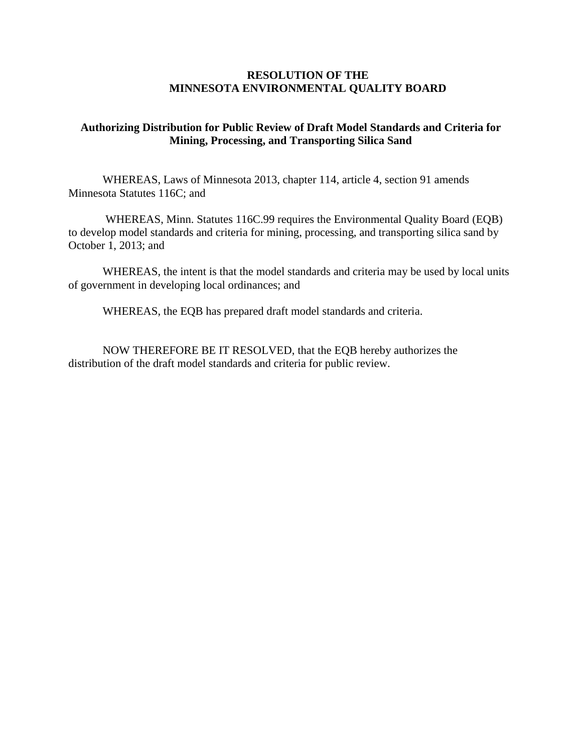**RESOLUTION OF THE**
**MINNESOTA ENVIRONMENTAL QUALITY BOARD**

**Authorizing Distribution for Public Review of Draft Model Standards and Criteria for Mining, Processing, and Transporting Silica Sand**

WHEREAS, Laws of Minnesota 2013, chapter 114, article 4, section 91 amends Minnesota Statutes 116C; and

WHEREAS, Minn. Statutes 116C.99 requires the Environmental Quality Board (EQB) to develop model standards and criteria for mining, processing, and transporting silica sand by October 1, 2013; and

WHEREAS, the intent is that the model standards and criteria may be used by local units of government in developing local ordinances; and

WHEREAS, the EQB has prepared draft model standards and criteria.

NOW THEREFORE BE IT RESOLVED, that the EQB hereby authorizes the distribution of the draft model standards and criteria for public review.